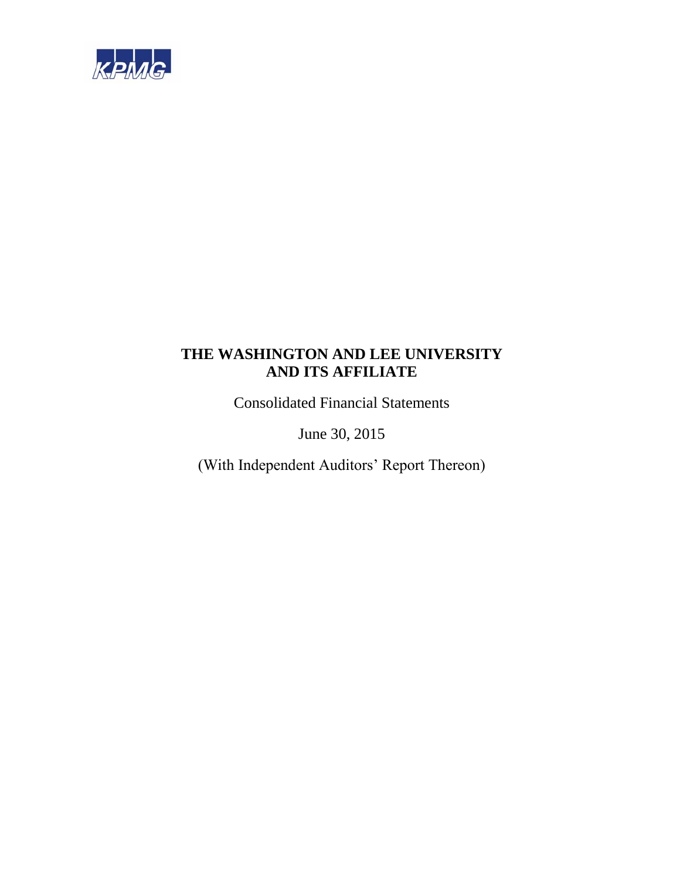KPMG

# THE WASHINGTON AND LEE UNIVERSITY AND ITS AFFILIATE

Consolidated Financial Statements

June 30, 2015

(With Independent Auditors' Report Thereon)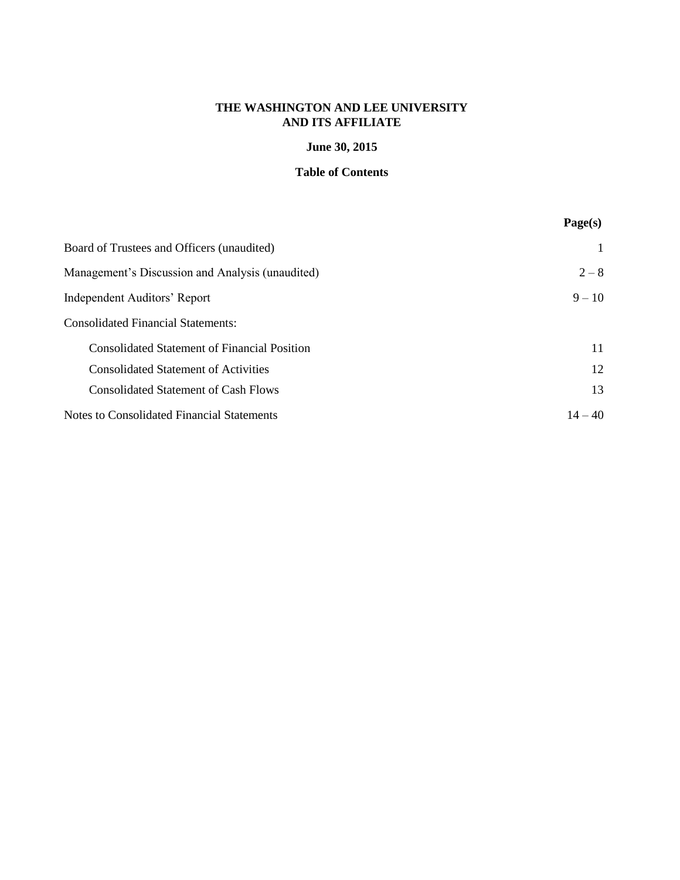**THE WASHINGTON AND LEE UNIVERSITY**
**AND ITS AFFILIATE**

**June 30, 2015**

**Table of Contents**

| | Page(s) |
|---|---|
| Board of Trustees and Officers (unaudited) | 1 |
| Management's Discussion and Analysis (unaudited) | 2 – 8 |
| Independent Auditors' Report | 9 – 10 |
| Consolidated Financial Statements: | |
| Consolidated Statement of Financial Position | 11 |
| Consolidated Statement of Activities | 12 |
| Consolidated Statement of Cash Flows | 13 |
| Notes to Consolidated Financial Statements | 14 – 40 |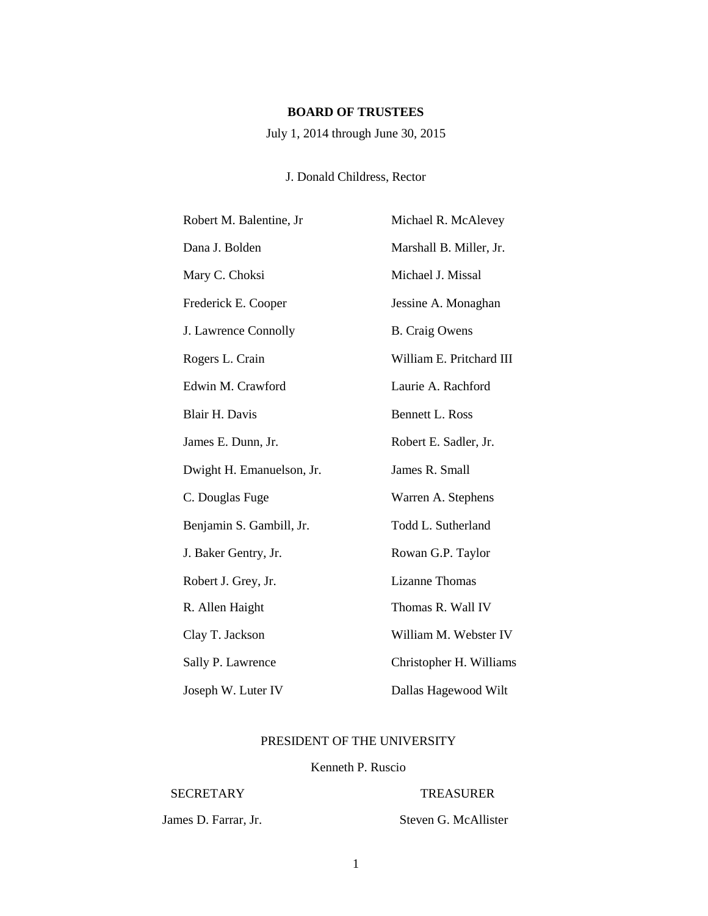# BOARD OF TRUSTEES

July 1, 2014 through June 30, 2015

J. Donald Childress, Rector

Robert M. Balentine, Jr
Dana J. Bolden
Mary C. Choksi
Frederick E. Cooper
J. Lawrence Connolly
Rogers L. Crain
Edwin M. Crawford
Blair H. Davis
James E. Dunn, Jr.
Dwight H. Emanuelson, Jr.
C. Douglas Fuge
Benjamin S. Gambill, Jr.
J. Baker Gentry, Jr.
Robert J. Grey, Jr.
R. Allen Haight
Clay T. Jackson
Sally P. Lawrence
Joseph W. Luter IV
Michael R. McAlevey
Marshall B. Miller, Jr.
Michael J. Missal
Jessine A. Monaghan
B. Craig Owens
William E. Pritchard III
Laurie A. Rachford
Bennett L. Ross
Robert E. Sadler, Jr.
James R. Small
Warren A. Stephens
Todd L. Sutherland
Rowan G.P. Taylor
Lizanne Thomas
Thomas R. Wall IV
William M. Webster IV
Christopher H. Williams
Dallas Hagewood Wilt

PRESIDENT OF THE UNIVERSITY

Kenneth P. Ruscio

SECRETARY

James D. Farrar, Jr.

TREASURER

Steven G. McAllister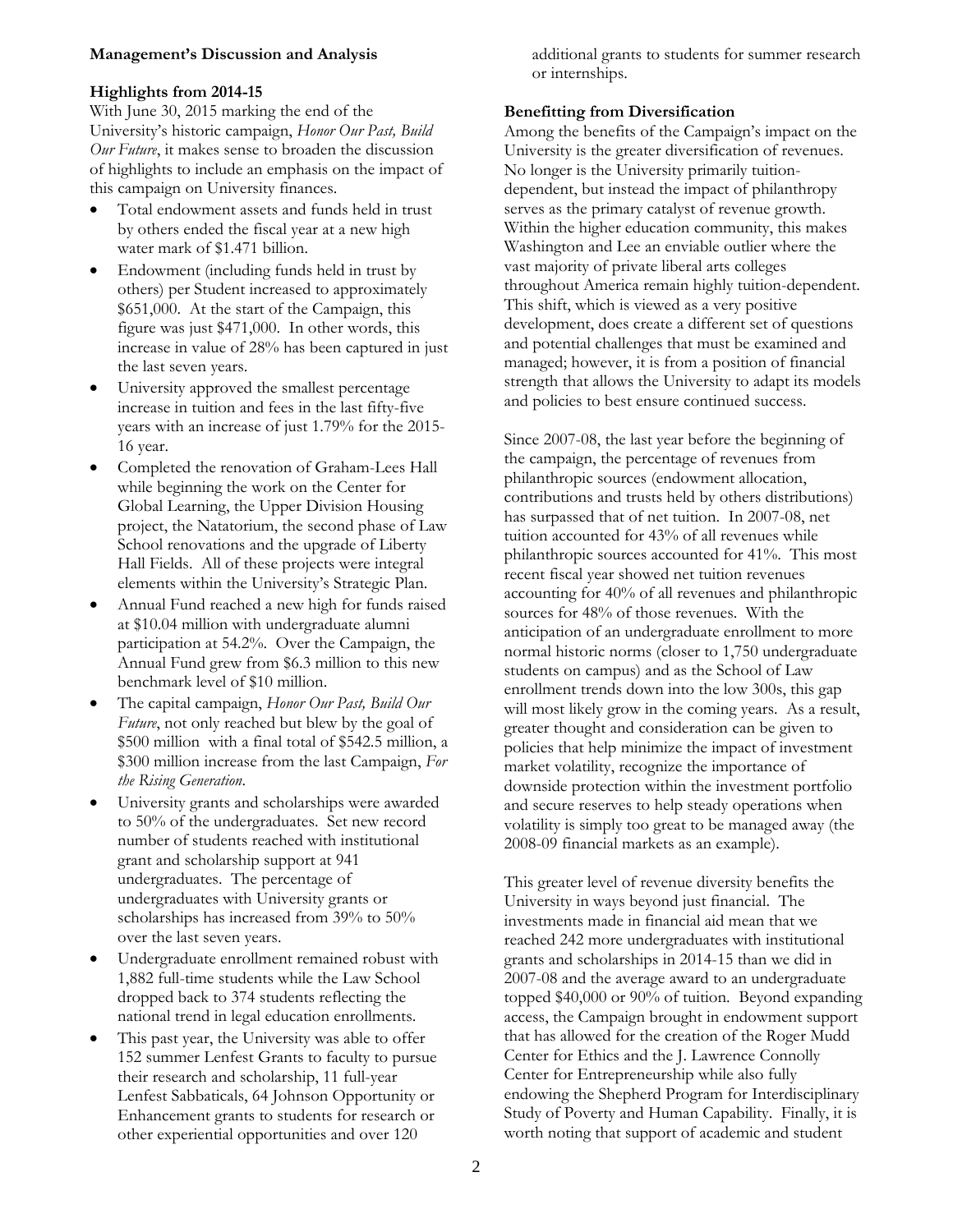**Management's Discussion and Analysis**

**Highlights from 2014-15**

With June 30, 2015 marking the end of the University's historic campaign, *Honor Our Past, Build Our Future*, it makes sense to broaden the discussion of highlights to include an emphasis on the impact of this campaign on University finances.

- Total endowment assets and funds held in trust by others ended the fiscal year at a new high water mark of $1.471 billion.
- Endowment (including funds held in trust by others) per Student increased to approximately $651,000. At the start of the Campaign, this figure was just $471,000. In other words, this increase in value of 28% has been captured in just the last seven years.
- University approved the smallest percentage increase in tuition and fees in the last fifty-five years with an increase of just 1.79% for the 2015-16 year.
- Completed the renovation of Graham-Lees Hall while beginning the work on the Center for Global Learning, the Upper Division Housing project, the Natatorium, the second phase of Law School renovations and the upgrade of Liberty Hall Fields. All of these projects were integral elements within the University's Strategic Plan.
- Annual Fund reached a new high for funds raised at $10.04 million with undergraduate alumni participation at 54.2%. Over the Campaign, the Annual Fund grew from $6.3 million to this new benchmark level of $10 million.
- The capital campaign, *Honor Our Past, Build Our Future*, not only reached but blew by the goal of $500 million with a final total of $542.5 million, a $300 million increase from the last Campaign, *For the Rising Generation*.
- University grants and scholarships were awarded to 50% of the undergraduates. Set new record number of students reached with institutional grant and scholarship support at 941 undergraduates. The percentage of undergraduates with University grants or scholarships has increased from 39% to 50% over the last seven years.
- Undergraduate enrollment remained robust with 1,882 full-time students while the Law School dropped back to 374 students reflecting the national trend in legal education enrollments.
- This past year, the University was able to offer 152 summer Lenfest Grants to faculty to pursue their research and scholarship, 11 full-year Lenfest Sabbaticals, 64 Johnson Opportunity or Enhancement grants to students for research or other experiential opportunities and over 120 additional grants to students for summer research or internships.

**Benefitting from Diversification**

Among the benefits of the Campaign's impact on the University is the greater diversification of revenues. No longer is the University primarily tuition-dependent, but instead the impact of philanthropy serves as the primary catalyst of revenue growth. Within the higher education community, this makes Washington and Lee an enviable outlier where the vast majority of private liberal arts colleges throughout America remain highly tuition-dependent. This shift, which is viewed as a very positive development, does create a different set of questions and potential challenges that must be examined and managed; however, it is from a position of financial strength that allows the University to adapt its models and policies to best ensure continued success.

Since 2007-08, the last year before the beginning of the campaign, the percentage of revenues from philanthropic sources (endowment allocation, contributions and trusts held by others distributions) has surpassed that of net tuition. In 2007-08, net tuition accounted for 43% of all revenues while philanthropic sources accounted for 41%. This most recent fiscal year showed net tuition revenues accounting for 40% of all revenues and philanthropic sources for 48% of those revenues. With the anticipation of an undergraduate enrollment to more normal historic norms (closer to 1,750 undergraduate students on campus) and as the School of Law enrollment trends down into the low 300s, this gap will most likely grow in the coming years. As a result, greater thought and consideration can be given to policies that help minimize the impact of investment market volatility, recognize the importance of downside protection within the investment portfolio and secure reserves to help steady operations when volatility is simply too great to be managed away (the 2008-09 financial markets as an example).

This greater level of revenue diversity benefits the University in ways beyond just financial. The investments made in financial aid mean that we reached 242 more undergraduates with institutional grants and scholarships in 2014-15 than we did in 2007-08 and the average award to an undergraduate topped $40,000 or 90% of tuition. Beyond expanding access, the Campaign brought in endowment support that has allowed for the creation of the Roger Mudd Center for Ethics and the J. Lawrence Connolly Center for Entrepreneurship while also fully endowing the Shepherd Program for Interdisciplinary Study of Poverty and Human Capability. Finally, it is worth noting that support of academic and student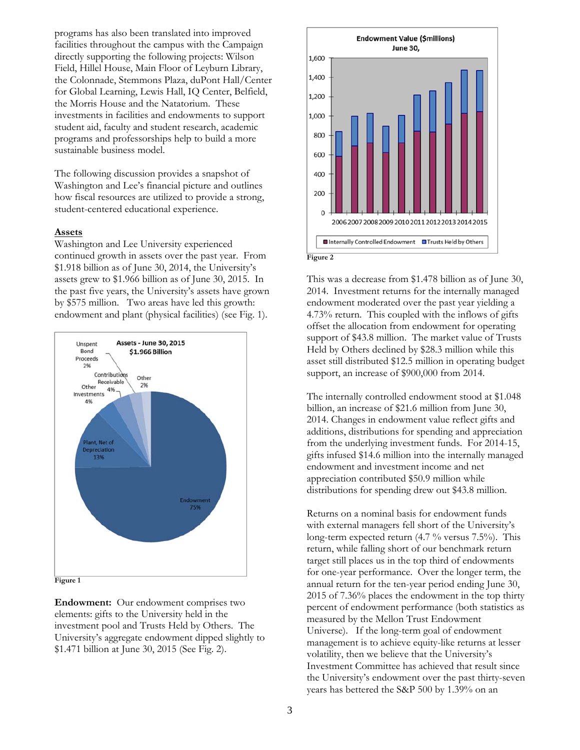programs has also been translated into improved facilities throughout the campus with the Campaign directly supporting the following projects: Wilson Field, Hillel House, Main Floor of Leyburn Library, the Colonnade, Stemmons Plaza, duPont Hall/Center for Global Learning, Lewis Hall, IQ Center, Belfield, the Morris House and the Natatorium. These investments in facilities and endowments to support student aid, faculty and student research, academic programs and professorships help to build a more sustainable business model.

The following discussion provides a snapshot of Washington and Lee's financial picture and outlines how fiscal resources are utilized to provide a strong, student-centered educational experience.

**Assets**

Washington and Lee University experienced continued growth in assets over the past year. From \$1.918 billion as of June 30, 2014, the University's assets grew to \$1.966 billion as of June 30, 2015. In the past five years, the University's assets have grown by \$575 million. Two areas have led this growth: endowment and plant (physical facilities) (see Fig. 1).

Figure 1

**Endowment:** Our endowment comprises two elements: gifts to the University held in the investment pool and Trusts Held by Others. The University's aggregate endowment dipped slightly to \$1.471 billion at June 30, 2015 (See Fig. 2).

Figure 2

This was a decrease from \$1.478 billion as of June 30, 2014. Investment returns for the internally managed endowment moderated over the past year yielding a 4.73% return. This coupled with the inflows of gifts offset the allocation from endowment for operating support of \$43.8 million. The market value of Trusts Held by Others declined by \$28.3 million while this asset still distributed \$12.5 million in operating budget support, an increase of \$900,000 from 2014.

The internally controlled endowment stood at \$1.048 billion, an increase of \$21.6 million from June 30, 2014. Changes in endowment value reflect gifts and additions, distributions for spending and appreciation from the underlying investment funds. For 2014-15, gifts infused \$14.6 million into the internally managed endowment and investment income and net appreciation contributed \$50.9 million while distributions for spending drew out \$43.8 million.

Returns on a nominal basis for endowment funds with external managers fell short of the University's long-term expected return (4.7 % versus 7.5%). This return, while falling short of our benchmark return target still places us in the top third of endowments for one-year performance. Over the longer term, the annual return for the ten-year period ending June 30, 2015 of 7.36% places the endowment in the top thirty percent of endowment performance (both statistics as measured by the Mellon Trust Endowment Universe). If the long-term goal of endowment management is to achieve equity-like returns at lesser volatility, then we believe that the University's Investment Committee has achieved that result since the University's endowment over the past thirty-seven years has bettered the S&P 500 by 1.39% on an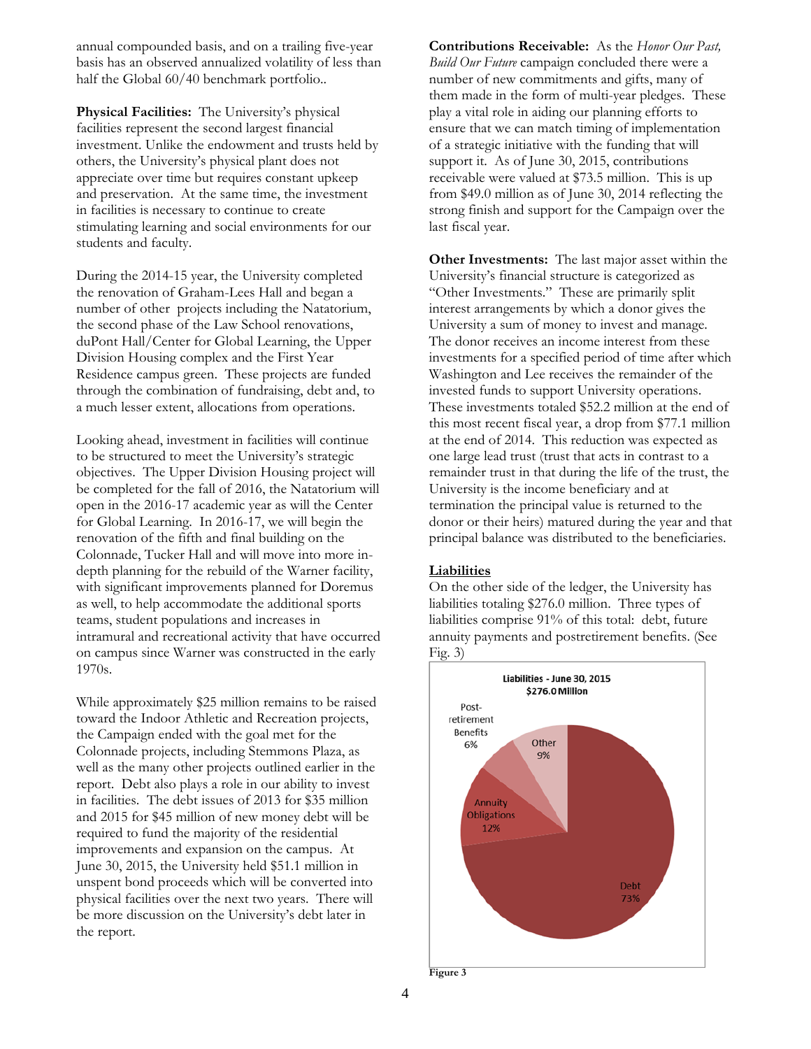annual compounded basis, and on a trailing five-year basis has an observed annualized volatility of less than half the Global 60/40 benchmark portfolio..

**Physical Facilities:** The University's physical facilities represent the second largest financial investment. Unlike the endowment and trusts held by others, the University's physical plant does not appreciate over time but requires constant upkeep and preservation. At the same time, the investment in facilities is necessary to continue to create stimulating learning and social environments for our students and faculty.

During the 2014-15 year, the University completed the renovation of Graham-Lees Hall and began a number of other projects including the Natatorium, the second phase of the Law School renovations, duPont Hall/Center for Global Learning, the Upper Division Housing complex and the First Year Residence campus green. These projects are funded through the combination of fundraising, debt and, to a much lesser extent, allocations from operations.

Looking ahead, investment in facilities will continue to be structured to meet the University's strategic objectives. The Upper Division Housing project will be completed for the fall of 2016, the Natatorium will open in the 2016-17 academic year as will the Center for Global Learning. In 2016-17, we will begin the renovation of the fifth and final building on the Colonnade, Tucker Hall and will move into more in-depth planning for the rebuild of the Warner facility, with significant improvements planned for Doremus as well, to help accommodate the additional sports teams, student populations and increases in intramural and recreational activity that have occurred on campus since Warner was constructed in the early 1970s.

While approximately $25 million remains to be raised toward the Indoor Athletic and Recreation projects, the Campaign ended with the goal met for the Colonnade projects, including Stemmons Plaza, as well as the many other projects outlined earlier in the report. Debt also plays a role in our ability to invest in facilities. The debt issues of 2013 for $35 million and 2015 for $45 million of new money debt will be required to fund the majority of the residential improvements and expansion on the campus. At June 30, 2015, the University held $51.1 million in unspent bond proceeds which will be converted into physical facilities over the next two years. There will be more discussion on the University's debt later in the report.

**Contributions Receivable:** As the *Honor Our Past, Build Our Future* campaign concluded there were a number of new commitments and gifts, many of them made in the form of multi-year pledges. These play a vital role in aiding our planning efforts to ensure that we can match timing of implementation of a strategic initiative with the funding that will support it. As of June 30, 2015, contributions receivable were valued at $73.5 million. This is up from $49.0 million as of June 30, 2014 reflecting the strong finish and support for the Campaign over the last fiscal year.

**Other Investments:** The last major asset within the University's financial structure is categorized as "Other Investments." These are primarily split interest arrangements by which a donor gives the University a sum of money to invest and manage. The donor receives an income interest from these investments for a specified period of time after which Washington and Lee receives the remainder of the invested funds to support University operations. These investments totaled $52.2 million at the end of this most recent fiscal year, a drop from $77.1 million at the end of 2014. This reduction was expected as one large lead trust (trust that acts in contrast to a remainder trust in that during the life of the trust, the University is the income beneficiary and at termination the principal value is returned to the donor or their heirs) matured during the year and that principal balance was distributed to the beneficiaries.

## Liabilities

On the other side of the ledger, the University has liabilities totaling $276.0 million. Three types of liabilities comprise 91% of this total: debt, future annuity payments and postretirement benefits. (See Fig. 3)

**Liabilities - June 30, 2015**
**$276.0 Million**

| Category | Share |
|---|---|
| Debt | 73% |
| Annuity Obligations | 12% |
| Post-retirement Benefits | 6% |
| Other | 9% |

Figure 3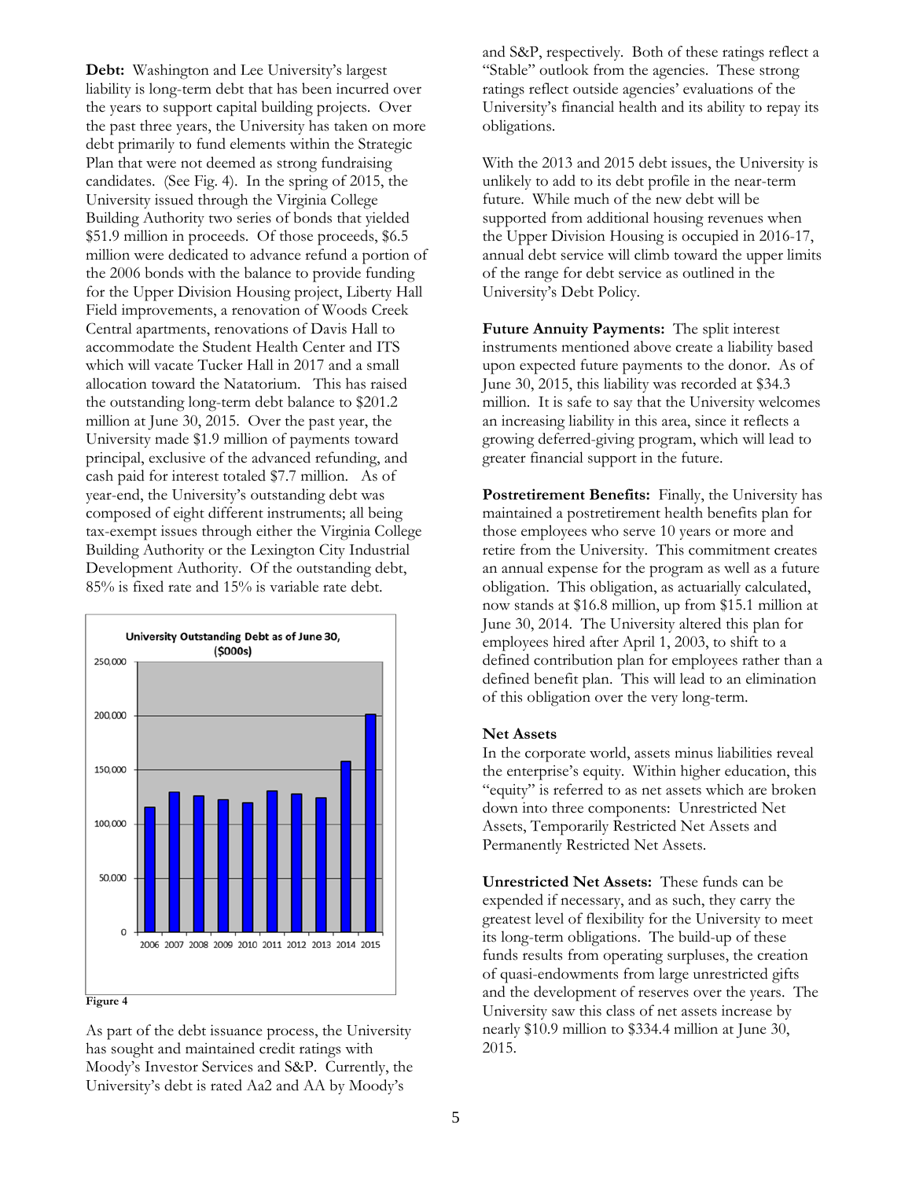**Debt:** Washington and Lee University's largest liability is long-term debt that has been incurred over the years to support capital building projects. Over the past three years, the University has taken on more debt primarily to fund elements within the Strategic Plan that were not deemed as strong fundraising candidates. (See Fig. 4). In the spring of 2015, the University issued through the Virginia College Building Authority two series of bonds that yielded $51.9 million in proceeds. Of those proceeds, $6.5 million were dedicated to advance refund a portion of the 2006 bonds with the balance to provide funding for the Upper Division Housing project, Liberty Hall Field improvements, a renovation of Woods Creek Central apartments, renovations of Davis Hall to accommodate the Student Health Center and ITS which will vacate Tucker Hall in 2017 and a small allocation toward the Natatorium. This has raised the outstanding long-term debt balance to $201.2 million at June 30, 2015. Over the past year, the University made $1.9 million of payments toward principal, exclusive of the advanced refunding, and cash paid for interest totaled $7.7 million. As of year-end, the University's outstanding debt was composed of eight different instruments; all being tax-exempt issues through either the Virginia College Building Authority or the Lexington City Industrial Development Authority. Of the outstanding debt, 85% is fixed rate and 15% is variable rate debt.

Figure 4

As part of the debt issuance process, the University has sought and maintained credit ratings with Moody's Investor Services and S&P. Currently, the University's debt is rated Aa2 and AA by Moody's and S&P, respectively. Both of these ratings reflect a "Stable" outlook from the agencies. These strong ratings reflect outside agencies' evaluations of the University's financial health and its ability to repay its obligations.

With the 2013 and 2015 debt issues, the University is unlikely to add to its debt profile in the near-term future. While much of the new debt will be supported from additional housing revenues when the Upper Division Housing is occupied in 2016-17, annual debt service will climb toward the upper limits of the range for debt service as outlined in the University's Debt Policy.

**Future Annuity Payments:** The split interest instruments mentioned above create a liability based upon expected future payments to the donor. As of June 30, 2015, this liability was recorded at $34.3 million. It is safe to say that the University welcomes an increasing liability in this area, since it reflects a growing deferred-giving program, which will lead to greater financial support in the future.

**Postretirement Benefits:** Finally, the University has maintained a postretirement health benefits plan for those employees who serve 10 years or more and retire from the University. This commitment creates an annual expense for the program as well as a future obligation. This obligation, as actuarially calculated, now stands at $16.8 million, up from $15.1 million at June 30, 2014. The University altered this plan for employees hired after April 1, 2003, to shift to a defined contribution plan for employees rather than a defined benefit plan. This will lead to an elimination of this obligation over the very long-term.

**Net Assets**

In the corporate world, assets minus liabilities reveal the enterprise's equity. Within higher education, this "equity" is referred to as net assets which are broken down into three components: Unrestricted Net Assets, Temporarily Restricted Net Assets and Permanently Restricted Net Assets.

**Unrestricted Net Assets:** These funds can be expended if necessary, and as such, they carry the greatest level of flexibility for the University to meet its long-term obligations. The build-up of these funds results from operating surpluses, the creation of quasi-endowments from large unrestricted gifts and the development of reserves over the years. The University saw this class of net assets increase by nearly $10.9 million to $334.4 million at June 30, 2015.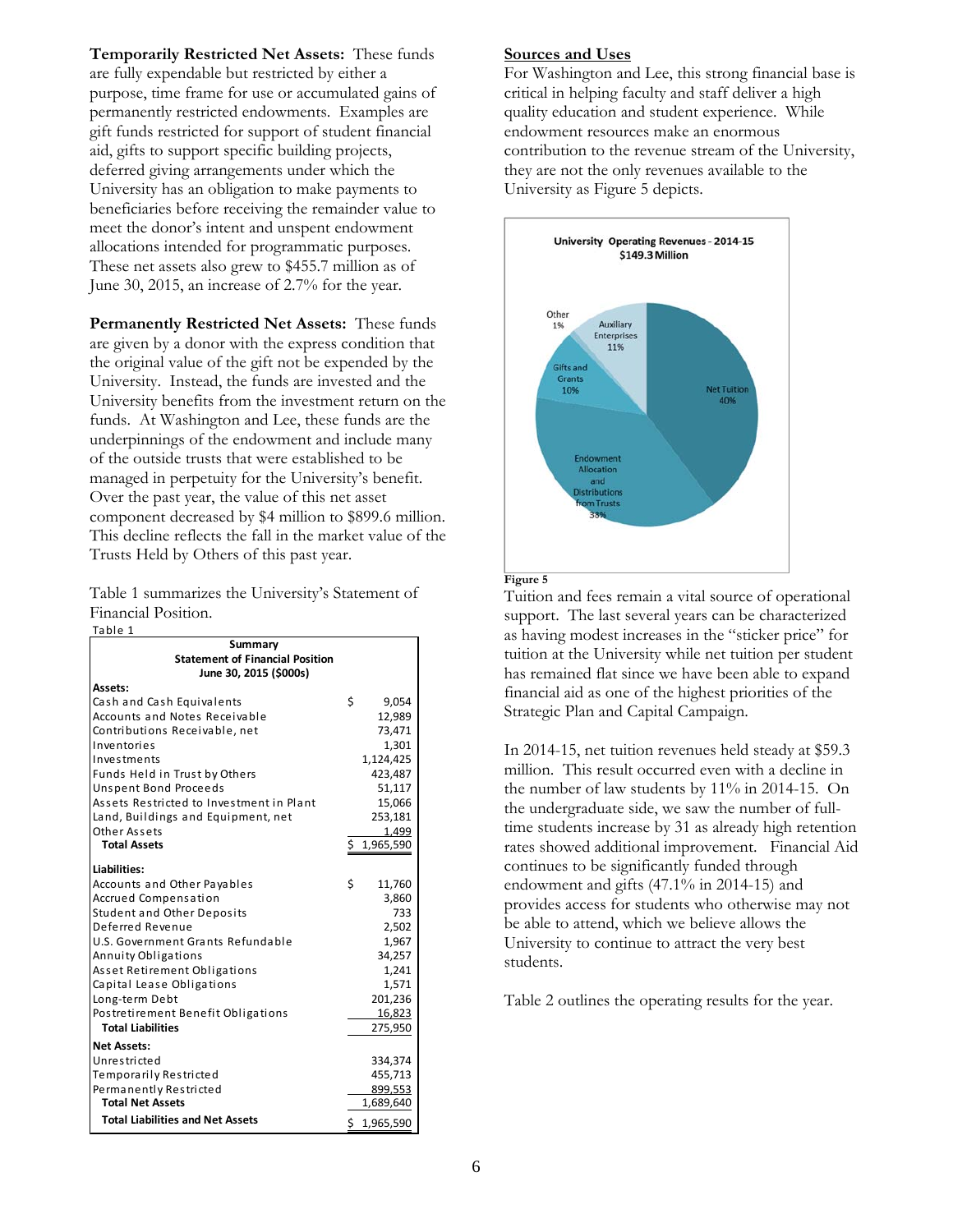**Temporarily Restricted Net Assets:** These funds are fully expendable but restricted by either a purpose, time frame for use or accumulated gains of permanently restricted endowments. Examples are gift funds restricted for support of student financial aid, gifts to support specific building projects, deferred giving arrangements under which the University has an obligation to make payments to beneficiaries before receiving the remainder value to meet the donor's intent and unspent endowment allocations intended for programmatic purposes. These net assets also grew to $455.7 million as of June 30, 2015, an increase of 2.7% for the year.

**Permanently Restricted Net Assets:** These funds are given by a donor with the express condition that the original value of the gift not be expended by the University. Instead, the funds are invested and the University benefits from the investment return on the funds. At Washington and Lee, these funds are the underpinnings of the endowment and include many of the outside trusts that were established to be managed in perpetuity for the University's benefit. Over the past year, the value of this net asset component decreased by $4 million to $899.6 million. This decline reflects the fall in the market value of the Trusts Held by Others of this past year.

Table 1 summarizes the University's Statement of Financial Position.

Table 1

| Summary Statement of Financial Position June 30, 2015 ($000s) | |
|---|---|
| **Assets:** | |
| Cash and Cash Equivalents | $ 9,054 |
| Accounts and Notes Receivable | 12,989 |
| Contributions Receivable, net | 73,471 |
| Inventories | 1,301 |
| Investments | 1,124,425 |
| Funds Held in Trust by Others | 423,487 |
| Unspent Bond Proceeds | 51,117 |
| Assets Restricted to Investment in Plant | 15,066 |
| Land, Buildings and Equipment, net | 253,181 |
| Other Assets | 1,499 |
| **Total Assets** | $ 1,965,590 |
| **Liabilities:** | |
| Accounts and Other Payables | $ 11,760 |
| Accrued Compensation | 3,860 |
| Student and Other Deposits | 733 |
| Deferred Revenue | 2,502 |
| U.S. Government Grants Refundable | 1,967 |
| Annuity Obligations | 34,257 |
| Asset Retirement Obligations | 1,241 |
| Capital Lease Obligations | 1,571 |
| Long-term Debt | 201,236 |
| Postretirement Benefit Obligations | 16,823 |
| **Total Liabilities** | 275,950 |
| **Net Assets:** | |
| Unrestricted | 334,374 |
| Temporarily Restricted | 455,713 |
| Permanently Restricted | 899,553 |
| **Total Net Assets** | 1,689,640 |
| **Total Liabilities and Net Assets** | $ 1,965,590 |

## Sources and Uses

For Washington and Lee, this strong financial base is critical in helping faculty and staff deliver a high quality education and student experience. While endowment resources make an enormous contribution to the revenue stream of the University, they are not the only revenues available to the University as Figure 5 depicts.

University Operating Revenues - 2014-15
$149.3 Million

Net Tuition 40%; Endowment Allocation and Distributions from Trusts 38%; Gifts and Grants 10%; Auxiliary Enterprises 11%; Other 1%

Figure 5

Tuition and fees remain a vital source of operational support. The last several years can be characterized as having modest increases in the "sticker price" for tuition at the University while net tuition per student has remained flat since we have been able to expand financial aid as one of the highest priorities of the Strategic Plan and Capital Campaign.

In 2014-15, net tuition revenues held steady at $59.3 million. This result occurred even with a decline in the number of law students by 11% in 2014-15. On the undergraduate side, we saw the number of full-time students increase by 31 as already high retention rates showed additional improvement. Financial Aid continues to be significantly funded through endowment and gifts (47.1% in 2014-15) and provides access for students who otherwise may not be able to attend, which we believe allows the University to continue to attract the very best students.

Table 2 outlines the operating results for the year.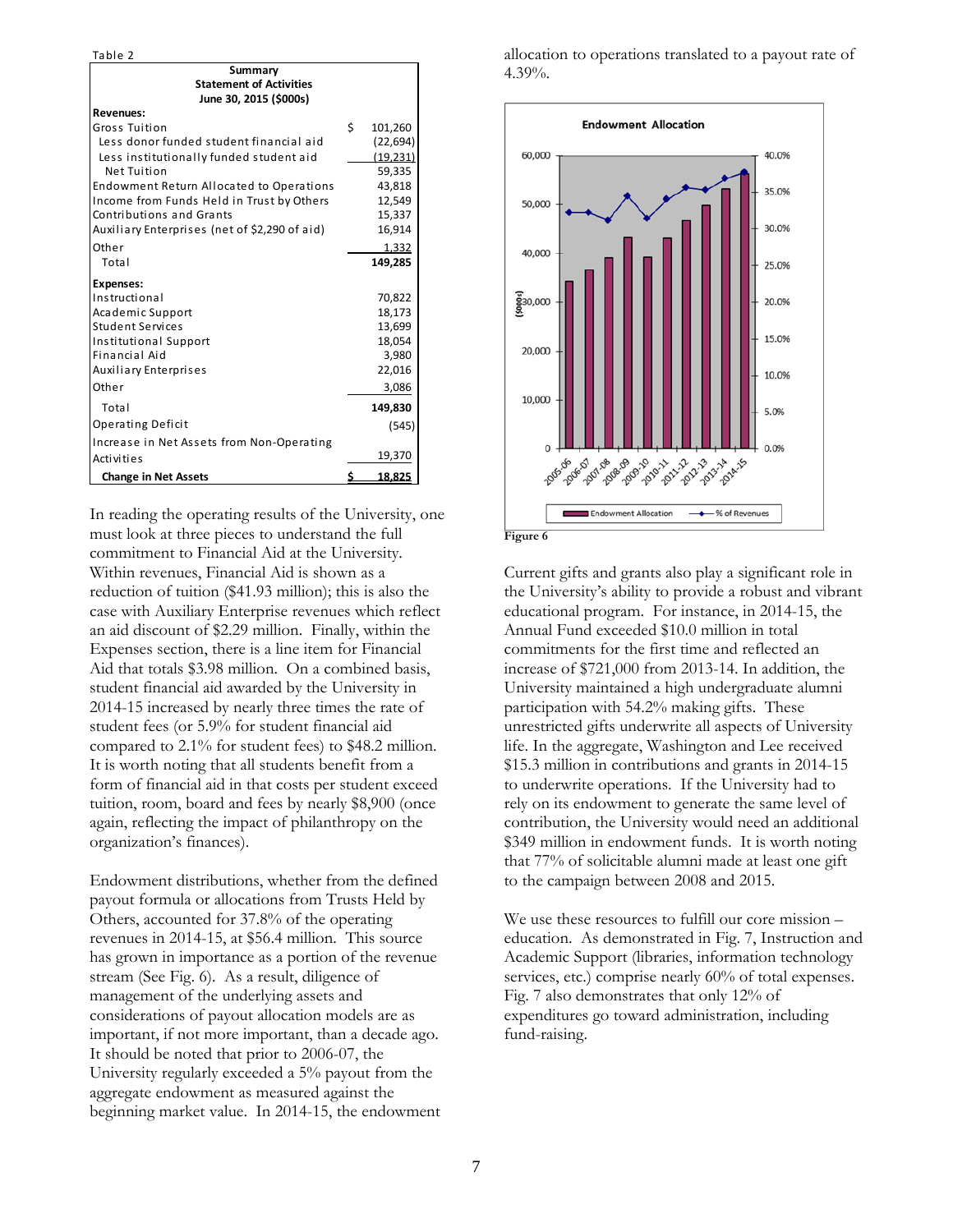Table 2

| Summary Statement of Activities June 30, 2015 ($000s) | |
|---|---|
| **Revenues:** | |
| Gross Tuition | $ 101,260 |
| Less donor funded student financial aid | (22,694) |
| Less institutionally funded student aid | (19,231) |
| Net Tuition | 59,335 |
| Endowment Return Allocated to Operations | 43,818 |
| Income from Funds Held in Trust by Others | 12,549 |
| Contributions and Grants | 15,337 |
| Auxiliary Enterprises (net of $2,290 of aid) | 16,914 |
| Other | 1,332 |
| Total | **149,285** |
| **Expenses:** | |
| Instructional | 70,822 |
| Academic Support | 18,173 |
| Student Services | 13,699 |
| Institutional Support | 18,054 |
| Financial Aid | 3,980 |
| Auxiliary Enterprises | 22,016 |
| Other | 3,086 |
| Total | **149,830** |
| Operating Deficit | (545) |
| Increase in Net Assets from Non-Operating Activities | 19,370 |
| **Change in Net Assets** | **$ 18,825** |

In reading the operating results of the University, one must look at three pieces to understand the full commitment to Financial Aid at the University. Within revenues, Financial Aid is shown as a reduction of tuition ($41.93 million); this is also the case with Auxiliary Enterprise revenues which reflect an aid discount of $2.29 million. Finally, within the Expenses section, there is a line item for Financial Aid that totals $3.98 million. On a combined basis, student financial aid awarded by the University in 2014-15 increased by nearly three times the rate of student fees (or 5.9% for student financial aid compared to 2.1% for student fees) to $48.2 million. It is worth noting that all students benefit from a form of financial aid in that costs per student exceed tuition, room, board and fees by nearly $8,900 (once again, reflecting the impact of philanthropy on the organization's finances).

Endowment distributions, whether from the defined payout formula or allocations from Trusts Held by Others, accounted for 37.8% of the operating revenues in 2014-15, at $56.4 million. This source has grown in importance as a portion of the revenue stream (See Fig. 6). As a result, diligence of management of the underlying assets and considerations of payout allocation models are as important, if not more important, than a decade ago. It should be noted that prior to 2006-07, the University regularly exceeded a 5% payout from the aggregate endowment as measured against the beginning market value. In 2014-15, the endowment allocation to operations translated to a payout rate of 4.39%.

Figure 6

Current gifts and grants also play a significant role in the University's ability to provide a robust and vibrant educational program. For instance, in 2014-15, the Annual Fund exceeded $10.0 million in total commitments for the first time and reflected an increase of $721,000 from 2013-14. In addition, the University maintained a high undergraduate alumni participation with 54.2% making gifts. These unrestricted gifts underwrite all aspects of University life. In the aggregate, Washington and Lee received $15.3 million in contributions and grants in 2014-15 to underwrite operations. If the University had to rely on its endowment to generate the same level of contribution, the University would need an additional $349 million in endowment funds. It is worth noting that 77% of solicitable alumni made at least one gift to the campaign between 2008 and 2015.

We use these resources to fulfill our core mission – education. As demonstrated in Fig. 7, Instruction and Academic Support (libraries, information technology services, etc.) comprise nearly 60% of total expenses. Fig. 7 also demonstrates that only 12% of expenditures go toward administration, including fund-raising.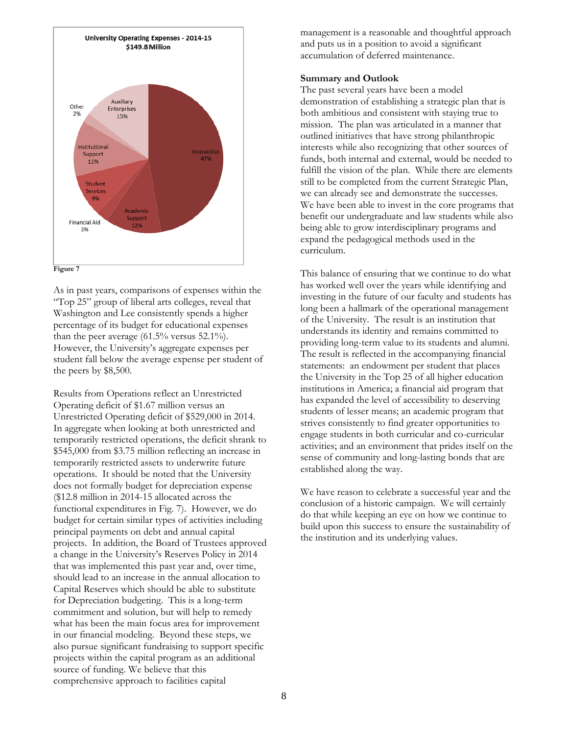**University Operating Expenses - 2014-15**
**$149.8 Million**

| Category | Percentage |
| --- | --- |
| Instruction | 47% |
| Academic Support | 12% |
| Financial Aid | 3% |
| Student Services | 9% |
| Institutional Support | 12% |
| Other | 2% |
| Auxiliary Enterprises | 15% |

**Figure 7**

As in past years, comparisons of expenses within the "Top 25" group of liberal arts colleges, reveal that Washington and Lee consistently spends a higher percentage of its budget for educational expenses than the peer average (61.5% versus 52.1%). However, the University's aggregate expenses per student fall below the average expense per student of the peers by $8,500.

Results from Operations reflect an Unrestricted Operating deficit of $1.67 million versus an Unrestricted Operating deficit of $529,000 in 2014. In aggregate when looking at both unrestricted and temporarily restricted operations, the deficit shrank to $545,000 from $3.75 million reflecting an increase in temporarily restricted assets to underwrite future operations. It should be noted that the University does not formally budget for depreciation expense ($12.8 million in 2014-15 allocated across the functional expenditures in Fig. 7). However, we do budget for certain similar types of activities including principal payments on debt and annual capital projects. In addition, the Board of Trustees approved a change in the University's Reserves Policy in 2014 that was implemented this past year and, over time, should lead to an increase in the annual allocation to Capital Reserves which should be able to substitute for Depreciation budgeting. This is a long-term commitment and solution, but will help to remedy what has been the main focus area for improvement in our financial modeling. Beyond these steps, we also pursue significant fundraising to support specific projects within the capital program as an additional source of funding. We believe that this comprehensive approach to facilities capital management is a reasonable and thoughtful approach and puts us in a position to avoid a significant accumulation of deferred maintenance.

**Summary and Outlook**

The past several years have been a model demonstration of establishing a strategic plan that is both ambitious and consistent with staying true to mission. The plan was articulated in a manner that outlined initiatives that have strong philanthropic interests while also recognizing that other sources of funds, both internal and external, would be needed to fulfill the vision of the plan. While there are elements still to be completed from the current Strategic Plan, we can already see and demonstrate the successes. We have been able to invest in the core programs that benefit our undergraduate and law students while also being able to grow interdisciplinary programs and expand the pedagogical methods used in the curriculum.

This balance of ensuring that we continue to do what has worked well over the years while identifying and investing in the future of our faculty and students has long been a hallmark of the operational management of the University. The result is an institution that understands its identity and remains committed to providing long-term value to its students and alumni. The result is reflected in the accompanying financial statements: an endowment per student that places the University in the Top 25 of all higher education institutions in America; a financial aid program that has expanded the level of accessibility to deserving students of lesser means; an academic program that strives consistently to find greater opportunities to engage students in both curricular and co-curricular activities; and an environment that prides itself on the sense of community and long-lasting bonds that are established along the way.

We have reason to celebrate a successful year and the conclusion of a historic campaign. We will certainly do that while keeping an eye on how we continue to build upon this success to ensure the sustainability of the institution and its underlying values.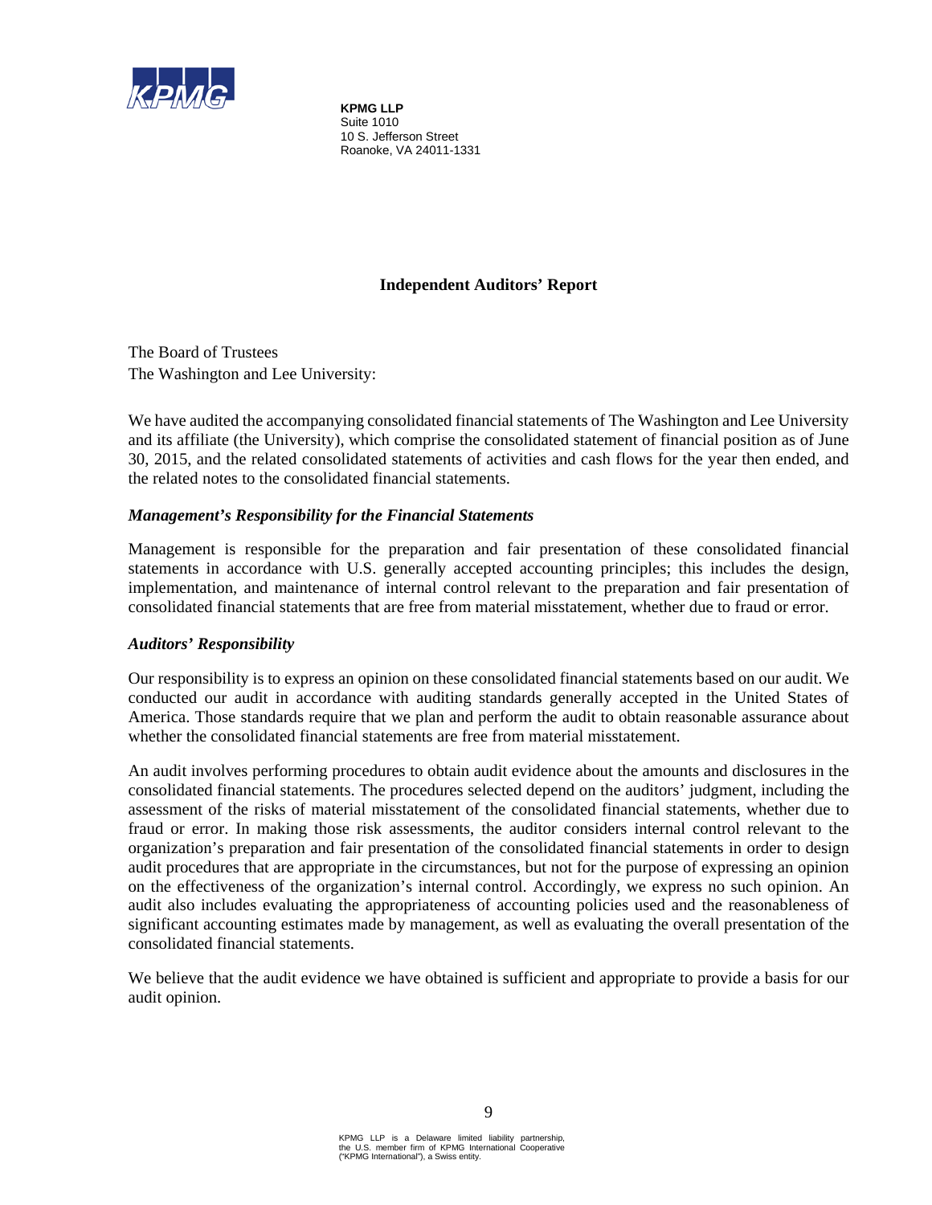KPMG LLP
Suite 1010
10 S. Jefferson Street
Roanoke, VA 24011-1331

## Independent Auditors' Report

The Board of Trustees
The Washington and Lee University:

We have audited the accompanying consolidated financial statements of The Washington and Lee University and its affiliate (the University), which comprise the consolidated statement of financial position as of June 30, 2015, and the related consolidated statements of activities and cash flows for the year then ended, and the related notes to the consolidated financial statements.

### *Management's Responsibility for the Financial Statements*

Management is responsible for the preparation and fair presentation of these consolidated financial statements in accordance with U.S. generally accepted accounting principles; this includes the design, implementation, and maintenance of internal control relevant to the preparation and fair presentation of consolidated financial statements that are free from material misstatement, whether due to fraud or error.

### *Auditors' Responsibility*

Our responsibility is to express an opinion on these consolidated financial statements based on our audit. We conducted our audit in accordance with auditing standards generally accepted in the United States of America. Those standards require that we plan and perform the audit to obtain reasonable assurance about whether the consolidated financial statements are free from material misstatement.

An audit involves performing procedures to obtain audit evidence about the amounts and disclosures in the consolidated financial statements. The procedures selected depend on the auditors' judgment, including the assessment of the risks of material misstatement of the consolidated financial statements, whether due to fraud or error. In making those risk assessments, the auditor considers internal control relevant to the organization's preparation and fair presentation of the consolidated financial statements in order to design audit procedures that are appropriate in the circumstances, but not for the purpose of expressing an opinion on the effectiveness of the organization's internal control. Accordingly, we express no such opinion. An audit also includes evaluating the appropriateness of accounting policies used and the reasonableness of significant accounting estimates made by management, as well as evaluating the overall presentation of the consolidated financial statements.

We believe that the audit evidence we have obtained is sufficient and appropriate to provide a basis for our audit opinion.

KPMG LLP is a Delaware limited liability partnership, the U.S. member firm of KPMG International Cooperative ("KPMG International"), a Swiss entity.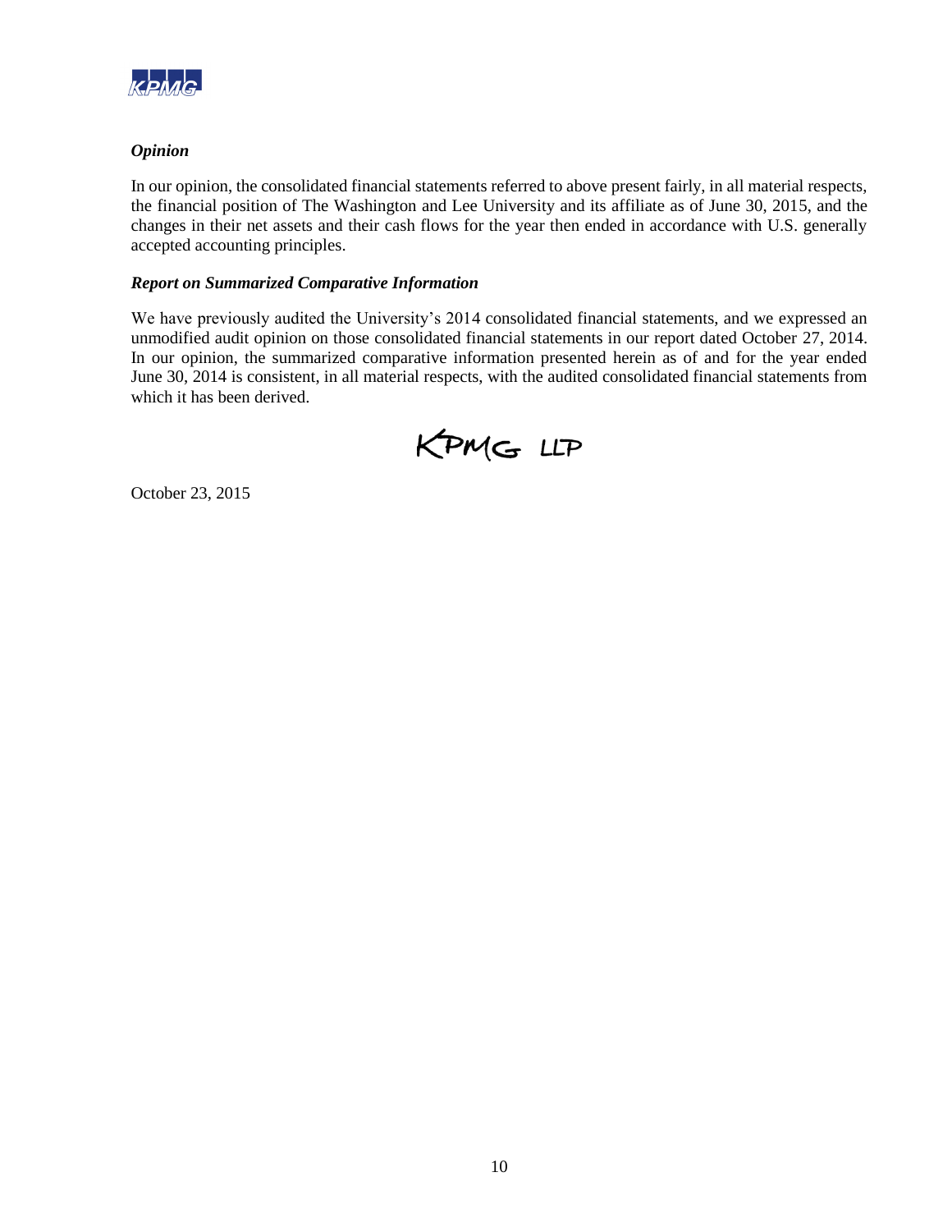### *Opinion*

In our opinion, the consolidated financial statements referred to above present fairly, in all material respects, the financial position of The Washington and Lee University and its affiliate as of June 30, 2015, and the changes in their net assets and their cash flows for the year then ended in accordance with U.S. generally accepted accounting principles.

### *Report on Summarized Comparative Information*

We have previously audited the University's 2014 consolidated financial statements, and we expressed an unmodified audit opinion on those consolidated financial statements in our report dated October 27, 2014. In our opinion, the summarized comparative information presented herein as of and for the year ended June 30, 2014 is consistent, in all material respects, with the audited consolidated financial statements from which it has been derived.

KPMG LLP

October 23, 2015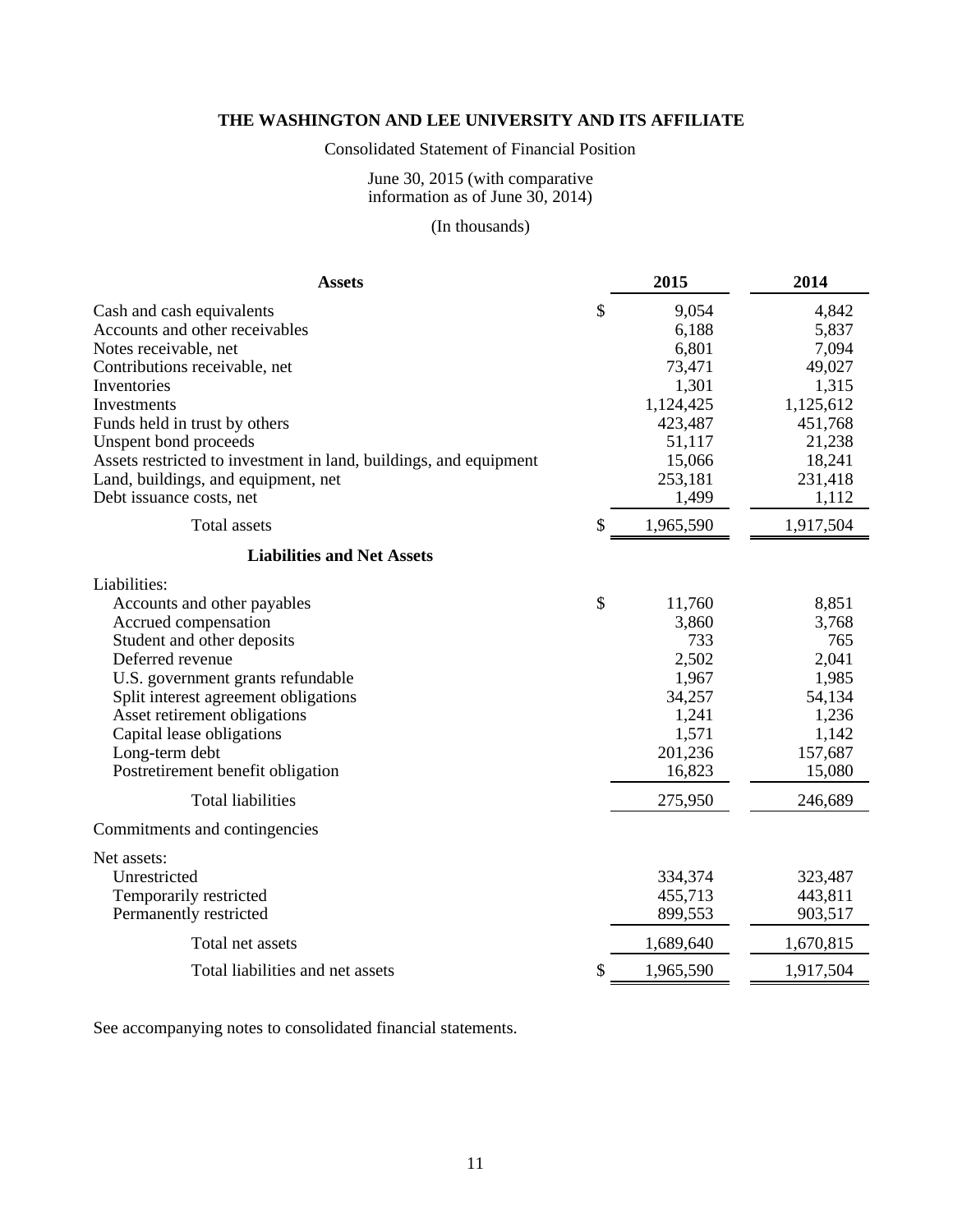# THE WASHINGTON AND LEE UNIVERSITY AND ITS AFFILIATE

Consolidated Statement of Financial Position

June 30, 2015 (with comparative information as of June 30, 2014)

(In thousands)

| **Assets** | **2015** | **2014** |
|---|---|---|
| Cash and cash equivalents | $ 9,054 | 4,842 |
| Accounts and other receivables | 6,188 | 5,837 |
| Notes receivable, net | 6,801 | 7,094 |
| Contributions receivable, net | 73,471 | 49,027 |
| Inventories | 1,301 | 1,315 |
| Investments | 1,124,425 | 1,125,612 |
| Funds held in trust by others | 423,487 | 451,768 |
| Unspent bond proceeds | 51,117 | 21,238 |
| Assets restricted to investment in land, buildings, and equipment | 15,066 | 18,241 |
| Land, buildings, and equipment, net | 253,181 | 231,418 |
| Debt issuance costs, net | 1,499 | 1,112 |
| Total assets | $ 1,965,590 | 1,917,504 |
| **Liabilities and Net Assets** | | |
| Liabilities: | | |
| Accounts and other payables | $ 11,760 | 8,851 |
| Accrued compensation | 3,860 | 3,768 |
| Student and other deposits | 733 | 765 |
| Deferred revenue | 2,502 | 2,041 |
| U.S. government grants refundable | 1,967 | 1,985 |
| Split interest agreement obligations | 34,257 | 54,134 |
| Asset retirement obligations | 1,241 | 1,236 |
| Capital lease obligations | 1,571 | 1,142 |
| Long-term debt | 201,236 | 157,687 |
| Postretirement benefit obligation | 16,823 | 15,080 |
| Total liabilities | 275,950 | 246,689 |
| Commitments and contingencies | | |
| Net assets: | | |
| Unrestricted | 334,374 | 323,487 |
| Temporarily restricted | 455,713 | 443,811 |
| Permanently restricted | 899,553 | 903,517 |
| Total net assets | 1,689,640 | 1,670,815 |
| Total liabilities and net assets | $ 1,965,590 | 1,917,504 |

See accompanying notes to consolidated financial statements.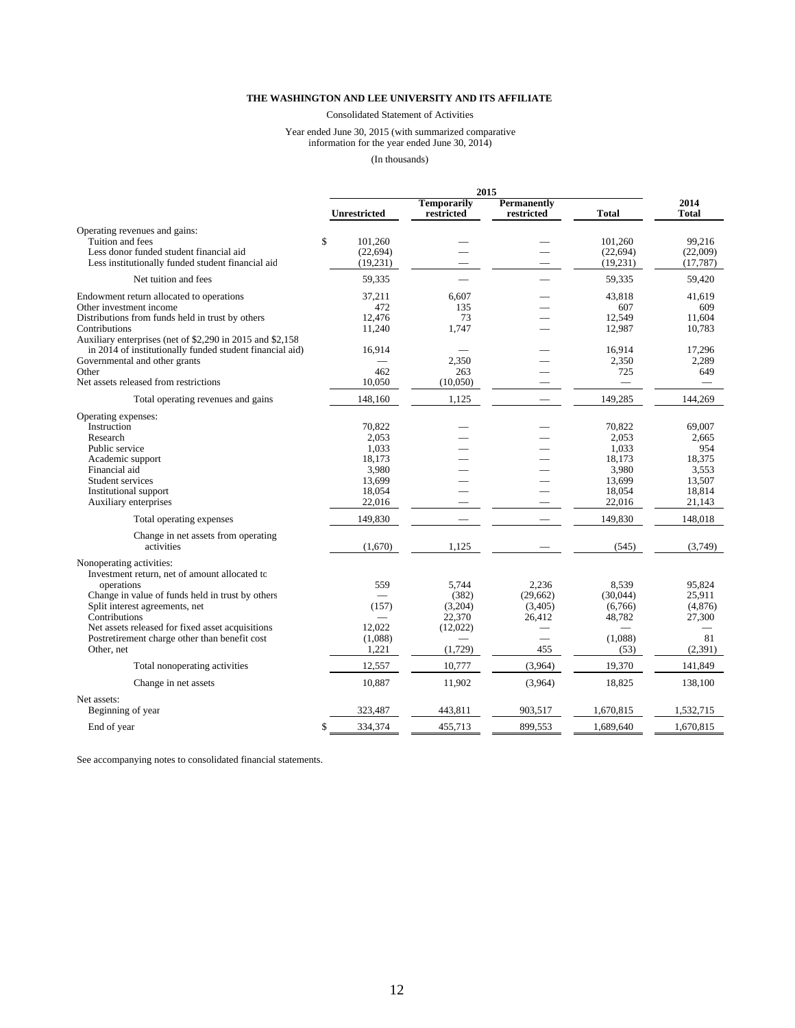**THE WASHINGTON AND LEE UNIVERSITY AND ITS AFFILIATE**

Consolidated Statement of Activities

Year ended June 30, 2015 (with summarized comparative information for the year ended June 30, 2014)

(In thousands)

| | 2015 | | | | 2014 |
|---|---|---|---|---|---|
| | Unrestricted | Temporarily restricted | Permanently restricted | Total | 2014 Total |
| Operating revenues and gains: | | | | | |
| Tuition and fees | $ 101,260 | — | — | 101,260 | 99,216 |
| Less donor funded student financial aid | (22,694) | — | — | (22,694) | (22,009) |
| Less institutionally funded student financial aid | (19,231) | — | — | (19,231) | (17,787) |
| Net tuition and fees | 59,335 | — | — | 59,335 | 59,420 |
| Endowment return allocated to operations | 37,211 | 6,607 | — | 43,818 | 41,619 |
| Other investment income | 472 | 135 | — | 607 | 609 |
| Distributions from funds held in trust by others | 12,476 | 73 | — | 12,549 | 11,604 |
| Contributions | 11,240 | 1,747 | — | 12,987 | 10,783 |
| Auxiliary enterprises (net of $2,290 in 2015 and $2,158 in 2014 of institutionally funded student financial aid) | 16,914 | — | — | 16,914 | 17,296 |
| Governmental and other grants | — | 2,350 | — | 2,350 | 2,289 |
| Other | 462 | 263 | — | 725 | 649 |
| Net assets released from restrictions | 10,050 | (10,050) | — | — | — |
| Total operating revenues and gains | 148,160 | 1,125 | — | 149,285 | 144,269 |
| Operating expenses: | | | | | |
| Instruction | 70,822 | — | — | 70,822 | 69,007 |
| Research | 2,053 | — | — | 2,053 | 2,665 |
| Public service | 1,033 | — | — | 1,033 | 954 |
| Academic support | 18,173 | — | — | 18,173 | 18,375 |
| Financial aid | 3,980 | — | — | 3,980 | 3,553 |
| Student services | 13,699 | — | — | 13,699 | 13,507 |
| Institutional support | 18,054 | — | — | 18,054 | 18,814 |
| Auxiliary enterprises | 22,016 | — | — | 22,016 | 21,143 |
| Total operating expenses | 149,830 | — | — | 149,830 | 148,018 |
| Change in net assets from operating activities | (1,670) | 1,125 | — | (545) | (3,749) |
| Nonoperating activities: | | | | | |
| Investment return, net of amount allocated to operations | 559 | 5,744 | 2,236 | 8,539 | 95,824 |
| Change in value of funds held in trust by others | — | (382) | (29,662) | (30,044) | 25,911 |
| Split interest agreements, net | (157) | (3,204) | (3,405) | (6,766) | (4,876) |
| Contributions | — | 22,370 | 26,412 | 48,782 | 27,300 |
| Net assets released for fixed asset acquisitions | 12,022 | (12,022) | — | — | — |
| Postretirement charge other than benefit cost | (1,088) | — | — | (1,088) | 81 |
| Other, net | 1,221 | (1,729) | 455 | (53) | (2,391) |
| Total nonoperating activities | 12,557 | 10,777 | (3,964) | 19,370 | 141,849 |
| Change in net assets | 10,887 | 11,902 | (3,964) | 18,825 | 138,100 |
| Net assets: | | | | | |
| Beginning of year | 323,487 | 443,811 | 903,517 | 1,670,815 | 1,532,715 |
| End of year | $ 334,374 | 455,713 | 899,553 | 1,689,640 | 1,670,815 |

See accompanying notes to consolidated financial statements.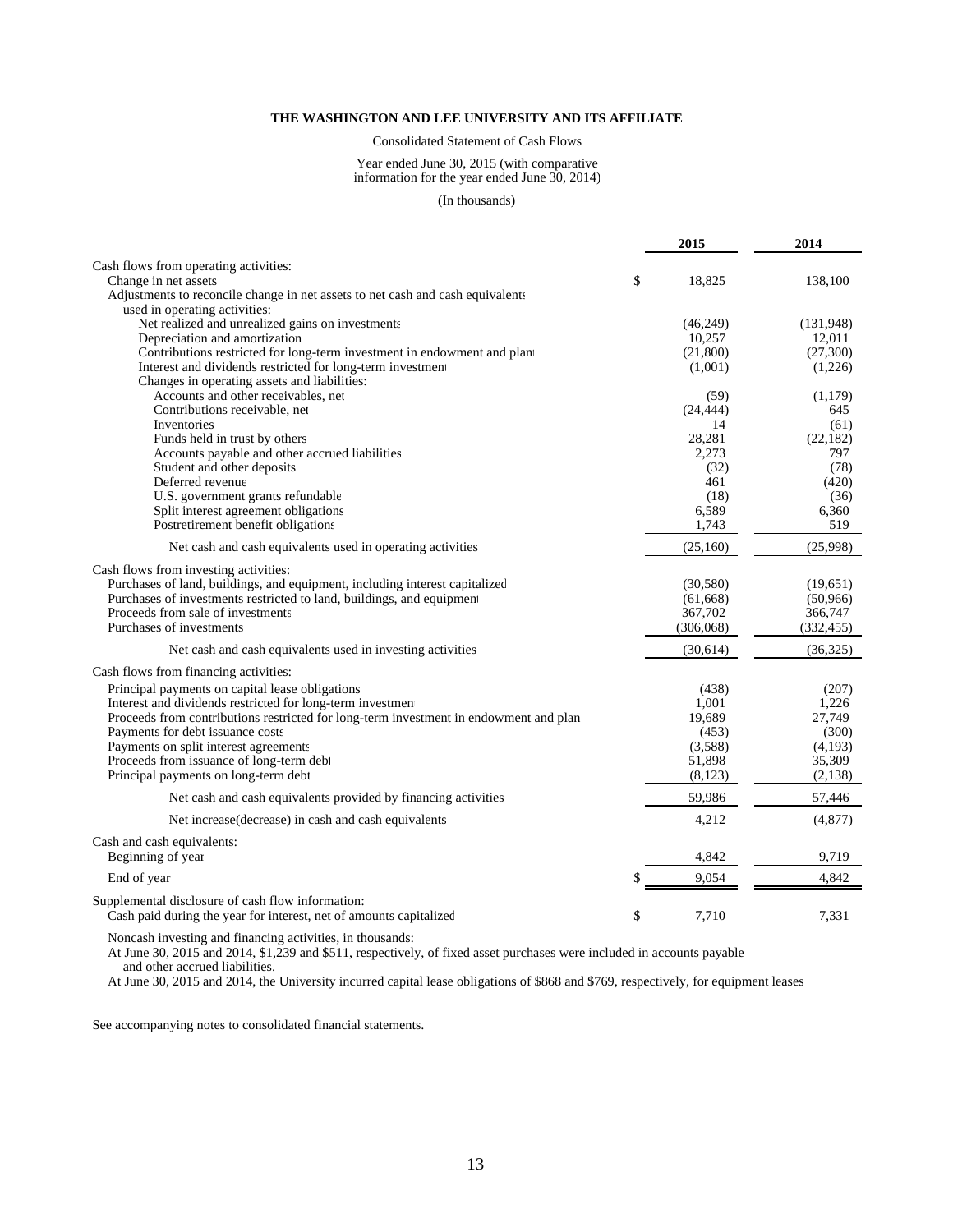**THE WASHINGTON AND LEE UNIVERSITY AND ITS AFFILIATE**

Consolidated Statement of Cash Flows

Year ended June 30, 2015 (with comparative information for the year ended June 30, 2014)

(In thousands)

| | 2015 | 2014 |
|---|---|---|
| Cash flows from operating activities: | | |
| Change in net assets | $ 18,825 | 138,100 |
| Adjustments to reconcile change in net assets to net cash and cash equivalents used in operating activities: | | |
| Net realized and unrealized gains on investments | (46,249) | (131,948) |
| Depreciation and amortization | 10,257 | 12,011 |
| Contributions restricted for long-term investment in endowment and plant | (21,800) | (27,300) |
| Interest and dividends restricted for long-term investment | (1,001) | (1,226) |
| Changes in operating assets and liabilities: | | |
| Accounts and other receivables, net | (59) | (1,179) |
| Contributions receivable, net | (24,444) | 645 |
| Inventories | 14 | (61) |
| Funds held in trust by others | 28,281 | (22,182) |
| Accounts payable and other accrued liabilities | 2,273 | 797 |
| Student and other deposits | (32) | (78) |
| Deferred revenue | 461 | (420) |
| U.S. government grants refundable | (18) | (36) |
| Split interest agreement obligations | 6,589 | 6,360 |
| Postretirement benefit obligations | 1,743 | 519 |
| Net cash and cash equivalents used in operating activities | (25,160) | (25,998) |
| Cash flows from investing activities: | | |
| Purchases of land, buildings, and equipment, including interest capitalized | (30,580) | (19,651) |
| Purchases of investments restricted to land, buildings, and equipment | (61,668) | (50,966) |
| Proceeds from sale of investments | 367,702 | 366,747 |
| Purchases of investments | (306,068) | (332,455) |
| Net cash and cash equivalents used in investing activities | (30,614) | (36,325) |
| Cash flows from financing activities: | | |
| Principal payments on capital lease obligations | (438) | (207) |
| Interest and dividends restricted for long-term investment | 1,001 | 1,226 |
| Proceeds from contributions restricted for long-term investment in endowment and plant | 19,689 | 27,749 |
| Payments for debt issuance costs | (453) | (300) |
| Payments on split interest agreements | (3,588) | (4,193) |
| Proceeds from issuance of long-term debt | 51,898 | 35,309 |
| Principal payments on long-term debt | (8,123) | (2,138) |
| Net cash and cash equivalents provided by financing activities | 59,986 | 57,446 |
| Net increase(decrease) in cash and cash equivalents | 4,212 | (4,877) |
| Cash and cash equivalents: | | |
| Beginning of year | 4,842 | 9,719 |
| End of year | $ 9,054 | 4,842 |
| Supplemental disclosure of cash flow information: | | |
| Cash paid during the year for interest, net of amounts capitalized | $ 7,710 | 7,331 |

Noncash investing and financing activities, in thousands:

At June 30, 2015 and 2014, $1,239 and $511, respectively, of fixed asset purchases were included in accounts payable and other accrued liabilities.

At June 30, 2015 and 2014, the University incurred capital lease obligations of $868 and $769, respectively, for equipment leases

See accompanying notes to consolidated financial statements.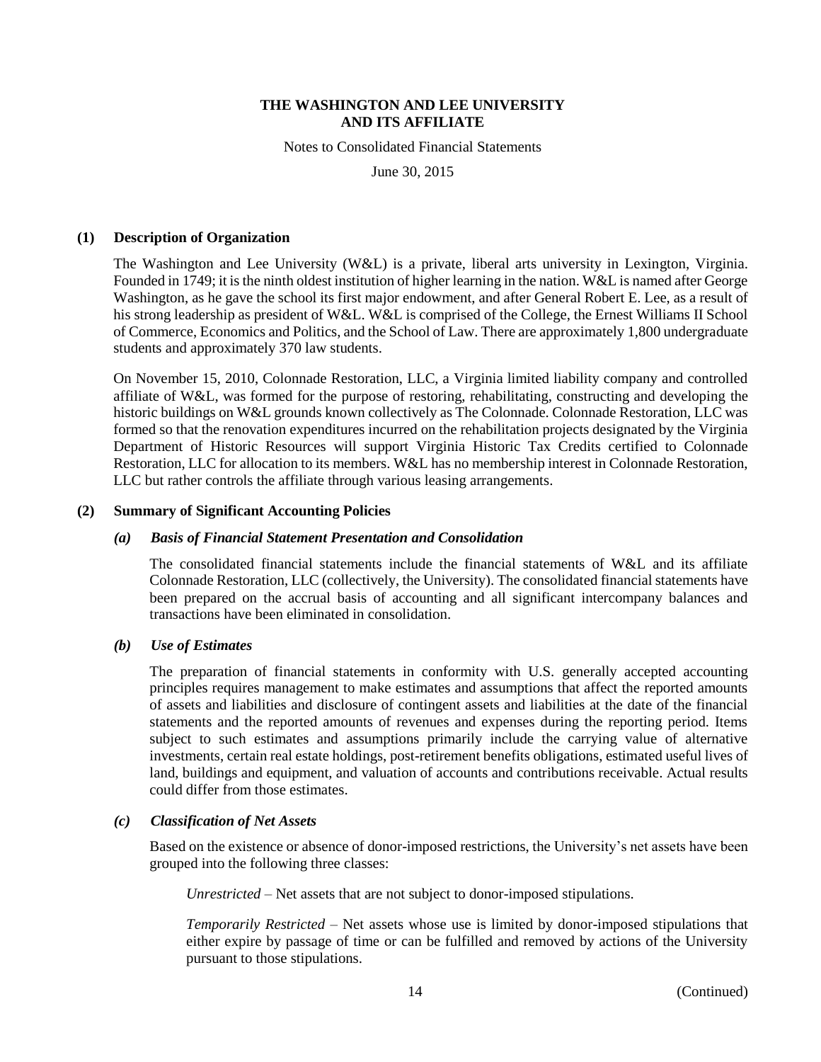THE WASHINGTON AND LEE UNIVERSITY
AND ITS AFFILIATE

Notes to Consolidated Financial Statements

June 30, 2015

## (1) Description of Organization

The Washington and Lee University (W&L) is a private, liberal arts university in Lexington, Virginia. Founded in 1749; it is the ninth oldest institution of higher learning in the nation. W&L is named after George Washington, as he gave the school its first major endowment, and after General Robert E. Lee, as a result of his strong leadership as president of W&L. W&L is comprised of the College, the Ernest Williams II School of Commerce, Economics and Politics, and the School of Law. There are approximately 1,800 undergraduate students and approximately 370 law students.

On November 15, 2010, Colonnade Restoration, LLC, a Virginia limited liability company and controlled affiliate of W&L, was formed for the purpose of restoring, rehabilitating, constructing and developing the historic buildings on W&L grounds known collectively as The Colonnade. Colonnade Restoration, LLC was formed so that the renovation expenditures incurred on the rehabilitation projects designated by the Virginia Department of Historic Resources will support Virginia Historic Tax Credits certified to Colonnade Restoration, LLC for allocation to its members. W&L has no membership interest in Colonnade Restoration, LLC but rather controls the affiliate through various leasing arrangements.

## (2) Summary of Significant Accounting Policies

### *(a) Basis of Financial Statement Presentation and Consolidation*

The consolidated financial statements include the financial statements of W&L and its affiliate Colonnade Restoration, LLC (collectively, the University). The consolidated financial statements have been prepared on the accrual basis of accounting and all significant intercompany balances and transactions have been eliminated in consolidation.

### *(b) Use of Estimates*

The preparation of financial statements in conformity with U.S. generally accepted accounting principles requires management to make estimates and assumptions that affect the reported amounts of assets and liabilities and disclosure of contingent assets and liabilities at the date of the financial statements and the reported amounts of revenues and expenses during the reporting period. Items subject to such estimates and assumptions primarily include the carrying value of alternative investments, certain real estate holdings, post-retirement benefits obligations, estimated useful lives of land, buildings and equipment, and valuation of accounts and contributions receivable. Actual results could differ from those estimates.

### *(c) Classification of Net Assets*

Based on the existence or absence of donor-imposed restrictions, the University's net assets have been grouped into the following three classes:

*Unrestricted* – Net assets that are not subject to donor-imposed stipulations.

*Temporarily Restricted* – Net assets whose use is limited by donor-imposed stipulations that either expire by passage of time or can be fulfilled and removed by actions of the University pursuant to those stipulations.

(Continued)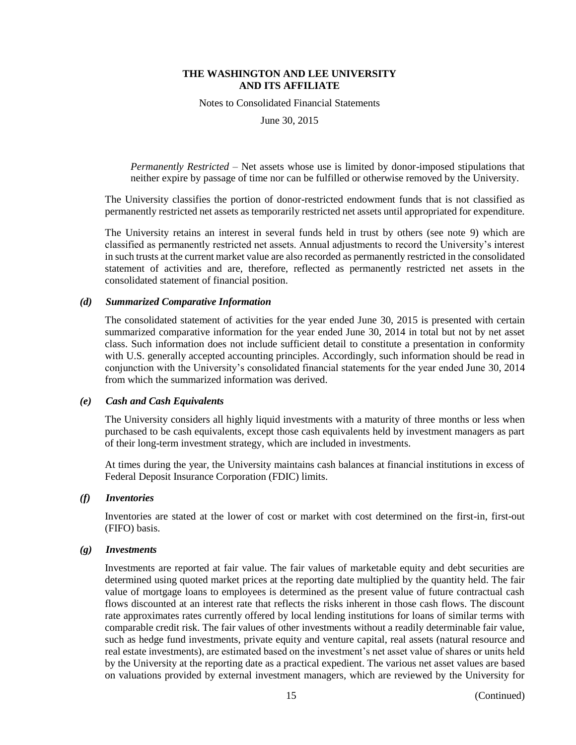*Permanently Restricted* – Net assets whose use is limited by donor-imposed stipulations that neither expire by passage of time nor can be fulfilled or otherwise removed by the University.

The University classifies the portion of donor-restricted endowment funds that is not classified as permanently restricted net assets as temporarily restricted net assets until appropriated for expenditure.

The University retains an interest in several funds held in trust by others (see note 9) which are classified as permanently restricted net assets. Annual adjustments to record the University's interest in such trusts at the current market value are also recorded as permanently restricted in the consolidated statement of activities and are, therefore, reflected as permanently restricted net assets in the consolidated statement of financial position.

### *(d) Summarized Comparative Information*

The consolidated statement of activities for the year ended June 30, 2015 is presented with certain summarized comparative information for the year ended June 30, 2014 in total but not by net asset class. Such information does not include sufficient detail to constitute a presentation in conformity with U.S. generally accepted accounting principles. Accordingly, such information should be read in conjunction with the University's consolidated financial statements for the year ended June 30, 2014 from which the summarized information was derived.

### *(e) Cash and Cash Equivalents*

The University considers all highly liquid investments with a maturity of three months or less when purchased to be cash equivalents, except those cash equivalents held by investment managers as part of their long-term investment strategy, which are included in investments.

At times during the year, the University maintains cash balances at financial institutions in excess of Federal Deposit Insurance Corporation (FDIC) limits.

### *(f) Inventories*

Inventories are stated at the lower of cost or market with cost determined on the first-in, first-out (FIFO) basis.

### *(g) Investments*

Investments are reported at fair value. The fair values of marketable equity and debt securities are determined using quoted market prices at the reporting date multiplied by the quantity held. The fair value of mortgage loans to employees is determined as the present value of future contractual cash flows discounted at an interest rate that reflects the risks inherent in those cash flows. The discount rate approximates rates currently offered by local lending institutions for loans of similar terms with comparable credit risk. The fair values of other investments without a readily determinable fair value, such as hedge fund investments, private equity and venture capital, real assets (natural resource and real estate investments), are estimated based on the investment's net asset value of shares or units held by the University at the reporting date as a practical expedient. The various net asset values are based on valuations provided by external investment managers, which are reviewed by the University for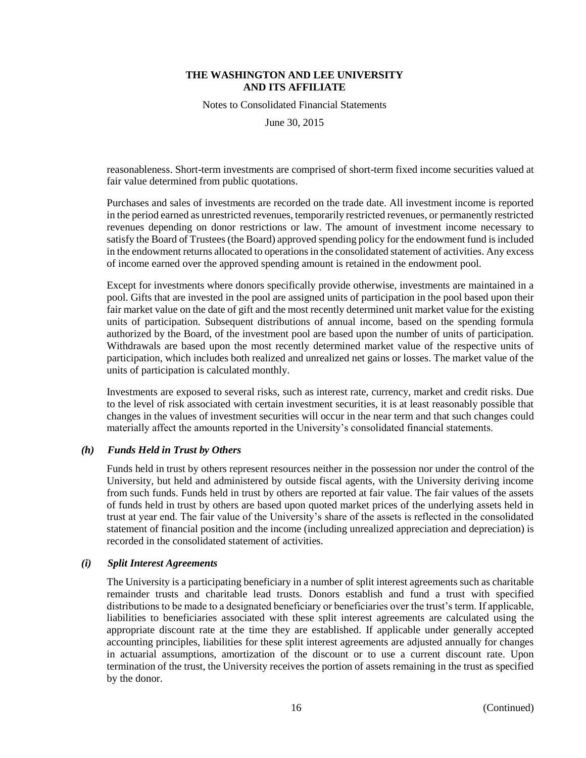reasonableness. Short-term investments are comprised of short-term fixed income securities valued at fair value determined from public quotations.

Purchases and sales of investments are recorded on the trade date. All investment income is reported in the period earned as unrestricted revenues, temporarily restricted revenues, or permanently restricted revenues depending on donor restrictions or law. The amount of investment income necessary to satisfy the Board of Trustees (the Board) approved spending policy for the endowment fund is included in the endowment returns allocated to operations in the consolidated statement of activities. Any excess of income earned over the approved spending amount is retained in the endowment pool.

Except for investments where donors specifically provide otherwise, investments are maintained in a pool. Gifts that are invested in the pool are assigned units of participation in the pool based upon their fair market value on the date of gift and the most recently determined unit market value for the existing units of participation. Subsequent distributions of annual income, based on the spending formula authorized by the Board, of the investment pool are based upon the number of units of participation. Withdrawals are based upon the most recently determined market value of the respective units of participation, which includes both realized and unrealized net gains or losses. The market value of the units of participation is calculated monthly.

Investments are exposed to several risks, such as interest rate, currency, market and credit risks. Due to the level of risk associated with certain investment securities, it is at least reasonably possible that changes in the values of investment securities will occur in the near term and that such changes could materially affect the amounts reported in the University's consolidated financial statements.

### *(h) Funds Held in Trust by Others*

Funds held in trust by others represent resources neither in the possession nor under the control of the University, but held and administered by outside fiscal agents, with the University deriving income from such funds. Funds held in trust by others are reported at fair value. The fair values of the assets of funds held in trust by others are based upon quoted market prices of the underlying assets held in trust at year end. The fair value of the University's share of the assets is reflected in the consolidated statement of financial position and the income (including unrealized appreciation and depreciation) is recorded in the consolidated statement of activities.

### *(i) Split Interest Agreements*

The University is a participating beneficiary in a number of split interest agreements such as charitable remainder trusts and charitable lead trusts. Donors establish and fund a trust with specified distributions to be made to a designated beneficiary or beneficiaries over the trust's term. If applicable, liabilities to beneficiaries associated with these split interest agreements are calculated using the appropriate discount rate at the time they are established. If applicable under generally accepted accounting principles, liabilities for these split interest agreements are adjusted annually for changes in actuarial assumptions, amortization of the discount or to use a current discount rate. Upon termination of the trust, the University receives the portion of assets remaining in the trust as specified by the donor.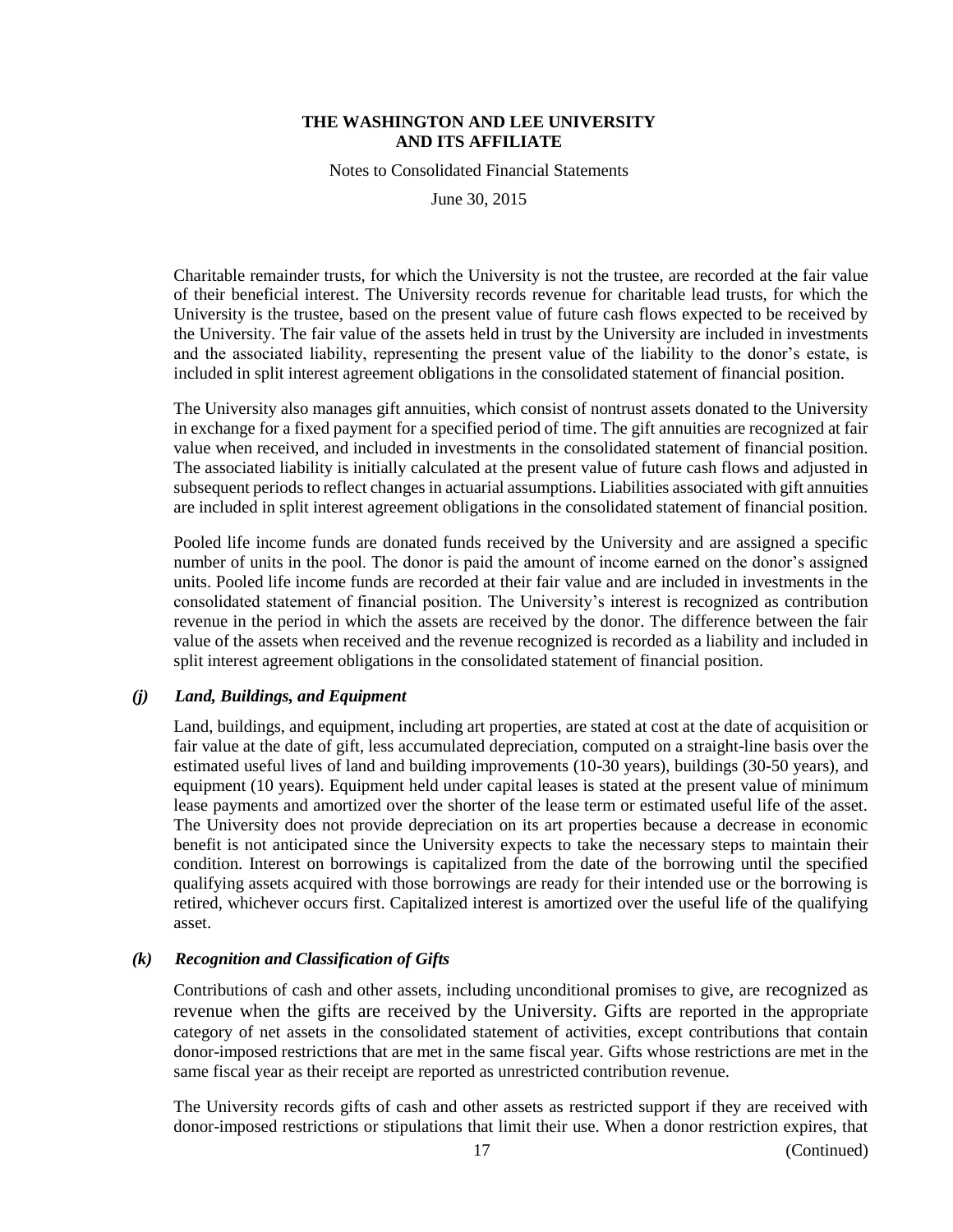Charitable remainder trusts, for which the University is not the trustee, are recorded at the fair value of their beneficial interest. The University records revenue for charitable lead trusts, for which the University is the trustee, based on the present value of future cash flows expected to be received by the University. The fair value of the assets held in trust by the University are included in investments and the associated liability, representing the present value of the liability to the donor's estate, is included in split interest agreement obligations in the consolidated statement of financial position.

The University also manages gift annuities, which consist of nontrust assets donated to the University in exchange for a fixed payment for a specified period of time. The gift annuities are recognized at fair value when received, and included in investments in the consolidated statement of financial position. The associated liability is initially calculated at the present value of future cash flows and adjusted in subsequent periods to reflect changes in actuarial assumptions. Liabilities associated with gift annuities are included in split interest agreement obligations in the consolidated statement of financial position.

Pooled life income funds are donated funds received by the University and are assigned a specific number of units in the pool. The donor is paid the amount of income earned on the donor's assigned units. Pooled life income funds are recorded at their fair value and are included in investments in the consolidated statement of financial position. The University's interest is recognized as contribution revenue in the period in which the assets are received by the donor. The difference between the fair value of the assets when received and the revenue recognized is recorded as a liability and included in split interest agreement obligations in the consolidated statement of financial position.

### *(j) Land, Buildings, and Equipment*

Land, buildings, and equipment, including art properties, are stated at cost at the date of acquisition or fair value at the date of gift, less accumulated depreciation, computed on a straight-line basis over the estimated useful lives of land and building improvements (10-30 years), buildings (30-50 years), and equipment (10 years). Equipment held under capital leases is stated at the present value of minimum lease payments and amortized over the shorter of the lease term or estimated useful life of the asset. The University does not provide depreciation on its art properties because a decrease in economic benefit is not anticipated since the University expects to take the necessary steps to maintain their condition. Interest on borrowings is capitalized from the date of the borrowing until the specified qualifying assets acquired with those borrowings are ready for their intended use or the borrowing is retired, whichever occurs first. Capitalized interest is amortized over the useful life of the qualifying asset.

### *(k) Recognition and Classification of Gifts*

Contributions of cash and other assets, including unconditional promises to give, are recognized as revenue when the gifts are received by the University. Gifts are reported in the appropriate category of net assets in the consolidated statement of activities, except contributions that contain donor-imposed restrictions that are met in the same fiscal year. Gifts whose restrictions are met in the same fiscal year as their receipt are reported as unrestricted contribution revenue.

The University records gifts of cash and other assets as restricted support if they are received with donor-imposed restrictions or stipulations that limit their use. When a donor restriction expires, that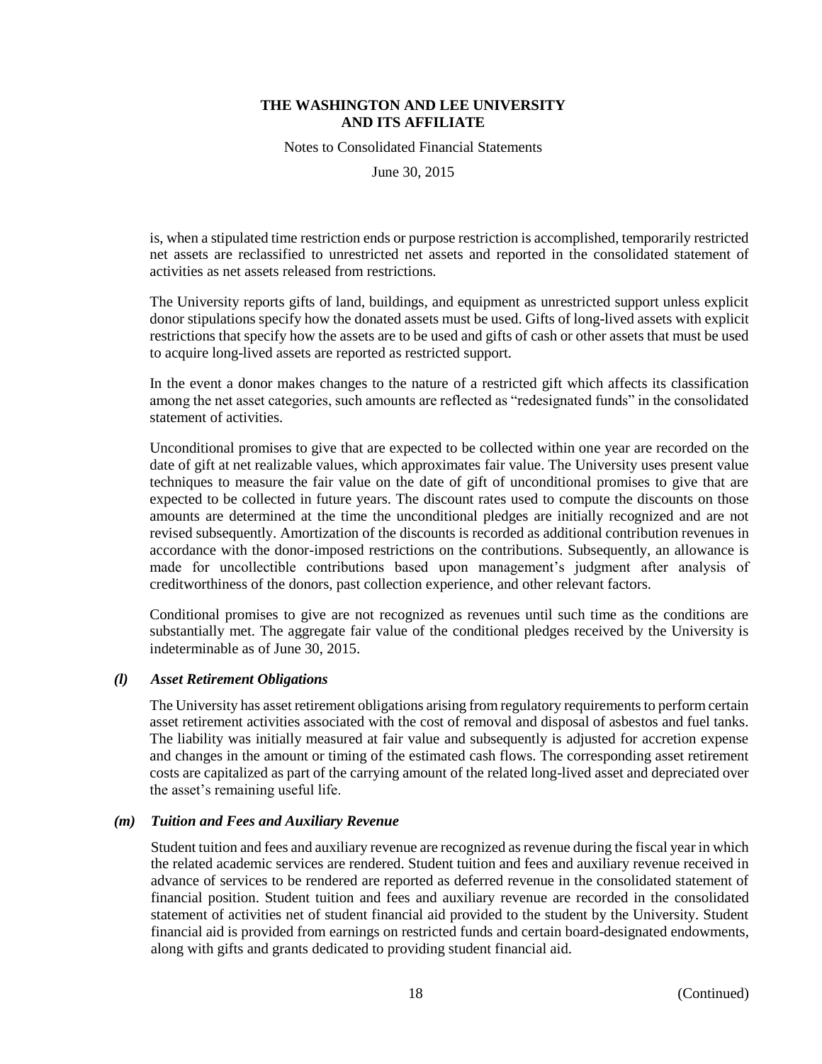is, when a stipulated time restriction ends or purpose restriction is accomplished, temporarily restricted net assets are reclassified to unrestricted net assets and reported in the consolidated statement of activities as net assets released from restrictions.

The University reports gifts of land, buildings, and equipment as unrestricted support unless explicit donor stipulations specify how the donated assets must be used. Gifts of long-lived assets with explicit restrictions that specify how the assets are to be used and gifts of cash or other assets that must be used to acquire long-lived assets are reported as restricted support.

In the event a donor makes changes to the nature of a restricted gift which affects its classification among the net asset categories, such amounts are reflected as "redesignated funds" in the consolidated statement of activities.

Unconditional promises to give that are expected to be collected within one year are recorded on the date of gift at net realizable values, which approximates fair value. The University uses present value techniques to measure the fair value on the date of gift of unconditional promises to give that are expected to be collected in future years. The discount rates used to compute the discounts on those amounts are determined at the time the unconditional pledges are initially recognized and are not revised subsequently. Amortization of the discounts is recorded as additional contribution revenues in accordance with the donor-imposed restrictions on the contributions. Subsequently, an allowance is made for uncollectible contributions based upon management's judgment after analysis of creditworthiness of the donors, past collection experience, and other relevant factors.

Conditional promises to give are not recognized as revenues until such time as the conditions are substantially met. The aggregate fair value of the conditional pledges received by the University is indeterminable as of June 30, 2015.

### *(l) Asset Retirement Obligations*

The University has asset retirement obligations arising from regulatory requirements to perform certain asset retirement activities associated with the cost of removal and disposal of asbestos and fuel tanks. The liability was initially measured at fair value and subsequently is adjusted for accretion expense and changes in the amount or timing of the estimated cash flows. The corresponding asset retirement costs are capitalized as part of the carrying amount of the related long-lived asset and depreciated over the asset's remaining useful life.

### *(m) Tuition and Fees and Auxiliary Revenue*

Student tuition and fees and auxiliary revenue are recognized as revenue during the fiscal year in which the related academic services are rendered. Student tuition and fees and auxiliary revenue received in advance of services to be rendered are reported as deferred revenue in the consolidated statement of financial position. Student tuition and fees and auxiliary revenue are recorded in the consolidated statement of activities net of student financial aid provided to the student by the University. Student financial aid is provided from earnings on restricted funds and certain board-designated endowments, along with gifts and grants dedicated to providing student financial aid.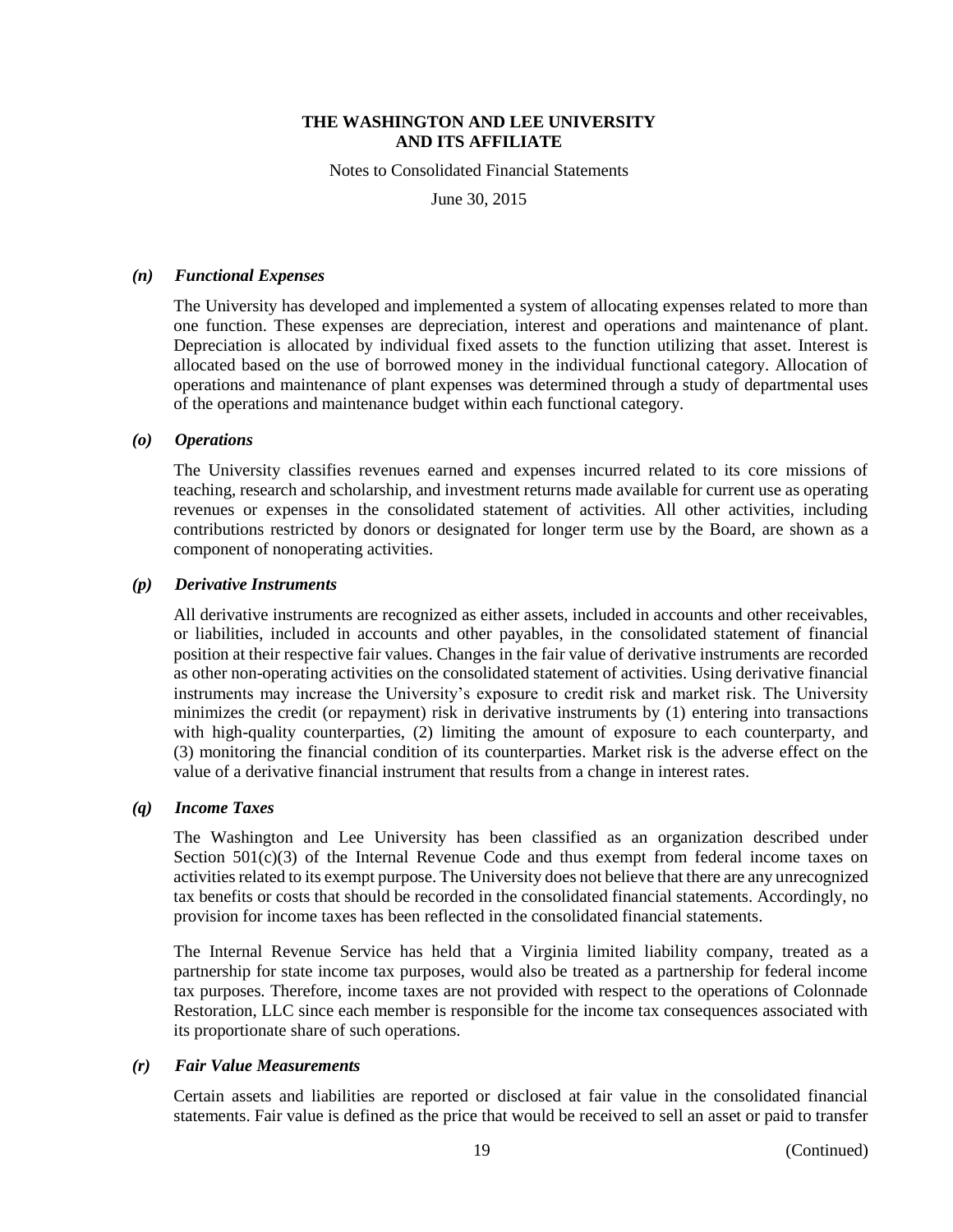#### *(n) Functional Expenses*

The University has developed and implemented a system of allocating expenses related to more than one function. These expenses are depreciation, interest and operations and maintenance of plant. Depreciation is allocated by individual fixed assets to the function utilizing that asset. Interest is allocated based on the use of borrowed money in the individual functional category. Allocation of operations and maintenance of plant expenses was determined through a study of departmental uses of the operations and maintenance budget within each functional category.

#### *(o) Operations*

The University classifies revenues earned and expenses incurred related to its core missions of teaching, research and scholarship, and investment returns made available for current use as operating revenues or expenses in the consolidated statement of activities. All other activities, including contributions restricted by donors or designated for longer term use by the Board, are shown as a component of nonoperating activities.

#### *(p) Derivative Instruments*

All derivative instruments are recognized as either assets, included in accounts and other receivables, or liabilities, included in accounts and other payables, in the consolidated statement of financial position at their respective fair values. Changes in the fair value of derivative instruments are recorded as other non-operating activities on the consolidated statement of activities. Using derivative financial instruments may increase the University's exposure to credit risk and market risk. The University minimizes the credit (or repayment) risk in derivative instruments by (1) entering into transactions with high-quality counterparties, (2) limiting the amount of exposure to each counterparty, and (3) monitoring the financial condition of its counterparties. Market risk is the adverse effect on the value of a derivative financial instrument that results from a change in interest rates.

#### *(q) Income Taxes*

The Washington and Lee University has been classified as an organization described under Section 501(c)(3) of the Internal Revenue Code and thus exempt from federal income taxes on activities related to its exempt purpose. The University does not believe that there are any unrecognized tax benefits or costs that should be recorded in the consolidated financial statements. Accordingly, no provision for income taxes has been reflected in the consolidated financial statements.

The Internal Revenue Service has held that a Virginia limited liability company, treated as a partnership for state income tax purposes, would also be treated as a partnership for federal income tax purposes. Therefore, income taxes are not provided with respect to the operations of Colonnade Restoration, LLC since each member is responsible for the income tax consequences associated with its proportionate share of such operations.

#### *(r) Fair Value Measurements*

Certain assets and liabilities are reported or disclosed at fair value in the consolidated financial statements. Fair value is defined as the price that would be received to sell an asset or paid to transfer

(Continued)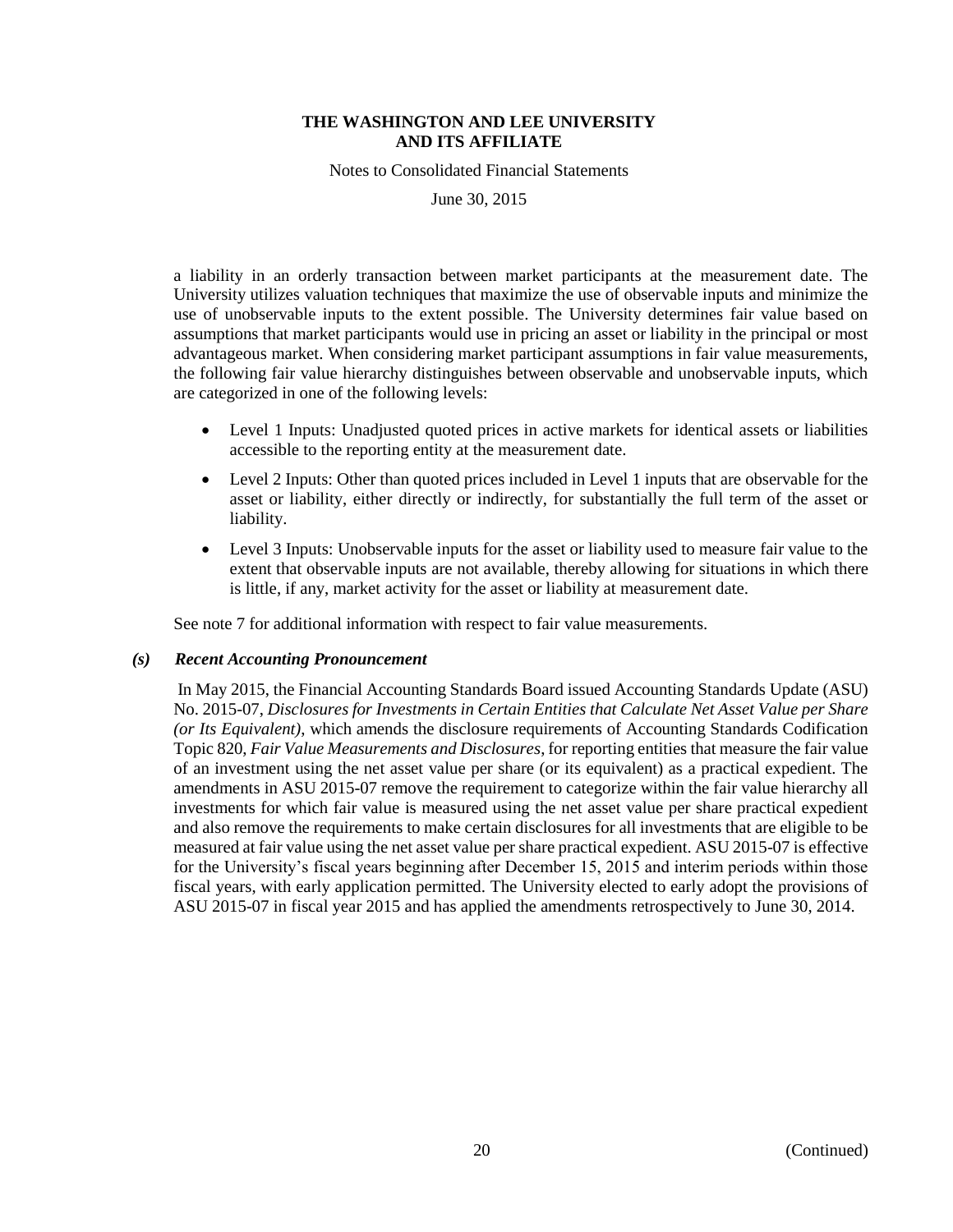a liability in an orderly transaction between market participants at the measurement date. The University utilizes valuation techniques that maximize the use of observable inputs and minimize the use of unobservable inputs to the extent possible. The University determines fair value based on assumptions that market participants would use in pricing an asset or liability in the principal or most advantageous market. When considering market participant assumptions in fair value measurements, the following fair value hierarchy distinguishes between observable and unobservable inputs, which are categorized in one of the following levels:

- Level 1 Inputs: Unadjusted quoted prices in active markets for identical assets or liabilities accessible to the reporting entity at the measurement date.
- Level 2 Inputs: Other than quoted prices included in Level 1 inputs that are observable for the asset or liability, either directly or indirectly, for substantially the full term of the asset or liability.
- Level 3 Inputs: Unobservable inputs for the asset or liability used to measure fair value to the extent that observable inputs are not available, thereby allowing for situations in which there is little, if any, market activity for the asset or liability at measurement date.

See note 7 for additional information with respect to fair value measurements.

### *(s) Recent Accounting Pronouncement*

In May 2015, the Financial Accounting Standards Board issued Accounting Standards Update (ASU) No. 2015-07, *Disclosures for Investments in Certain Entities that Calculate Net Asset Value per Share (or Its Equivalent)*, which amends the disclosure requirements of Accounting Standards Codification Topic 820, *Fair Value Measurements and Disclosures*, for reporting entities that measure the fair value of an investment using the net asset value per share (or its equivalent) as a practical expedient. The amendments in ASU 2015-07 remove the requirement to categorize within the fair value hierarchy all investments for which fair value is measured using the net asset value per share practical expedient and also remove the requirements to make certain disclosures for all investments that are eligible to be measured at fair value using the net asset value per share practical expedient. ASU 2015-07 is effective for the University's fiscal years beginning after December 15, 2015 and interim periods within those fiscal years, with early application permitted. The University elected to early adopt the provisions of ASU 2015-07 in fiscal year 2015 and has applied the amendments retrospectively to June 30, 2014.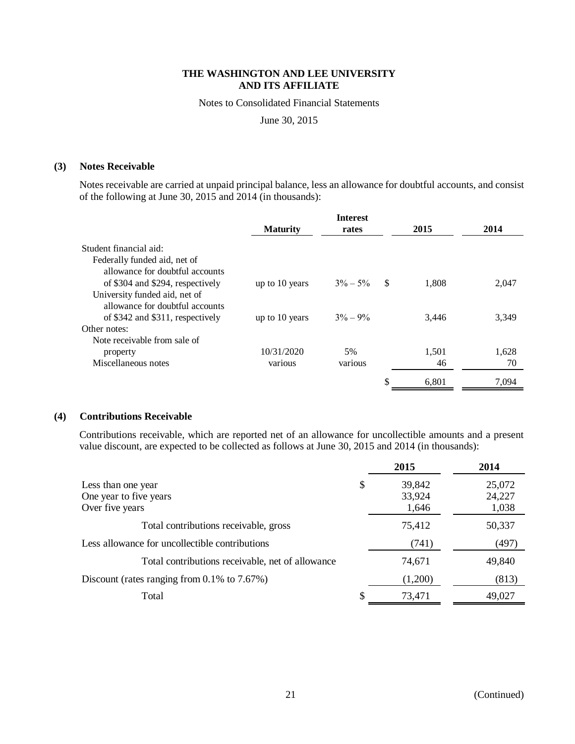### (3) Notes Receivable

Notes receivable are carried at unpaid principal balance, less an allowance for doubtful accounts, and consist of the following at June 30, 2015 and 2014 (in thousands):

| | Maturity | Interest rates | 2015 | 2014 |
|---|---|---|---|---|
| Student financial aid: | | | | |
| Federally funded aid, net of allowance for doubtful accounts of $304 and $294, respectively | up to 10 years | 3% – 5% | $ 1,808 | 2,047 |
| University funded aid, net of allowance for doubtful accounts of $342 and $311, respectively | up to 10 years | 3% – 9% | 3,446 | 3,349 |
| Other notes: | | | | |
| Note receivable from sale of property | 10/31/2020 | 5% | 1,501 | 1,628 |
| Miscellaneous notes | various | various | 46 | 70 |
| | | | $ 6,801 | 7,094 |

### (4) Contributions Receivable

Contributions receivable, which are reported net of an allowance for uncollectible amounts and a present value discount, are expected to be collected as follows at June 30, 2015 and 2014 (in thousands):

| | 2015 | 2014 |
|---|---|---|
| Less than one year | $ 39,842 | 25,072 |
| One year to five years | 33,924 | 24,227 |
| Over five years | 1,646 | 1,038 |
| Total contributions receivable, gross | 75,412 | 50,337 |
| Less allowance for uncollectible contributions | (741) | (497) |
| Total contributions receivable, net of allowance | 74,671 | 49,840 |
| Discount (rates ranging from 0.1% to 7.67%) | (1,200) | (813) |
| Total | $ 73,471 | 49,027 |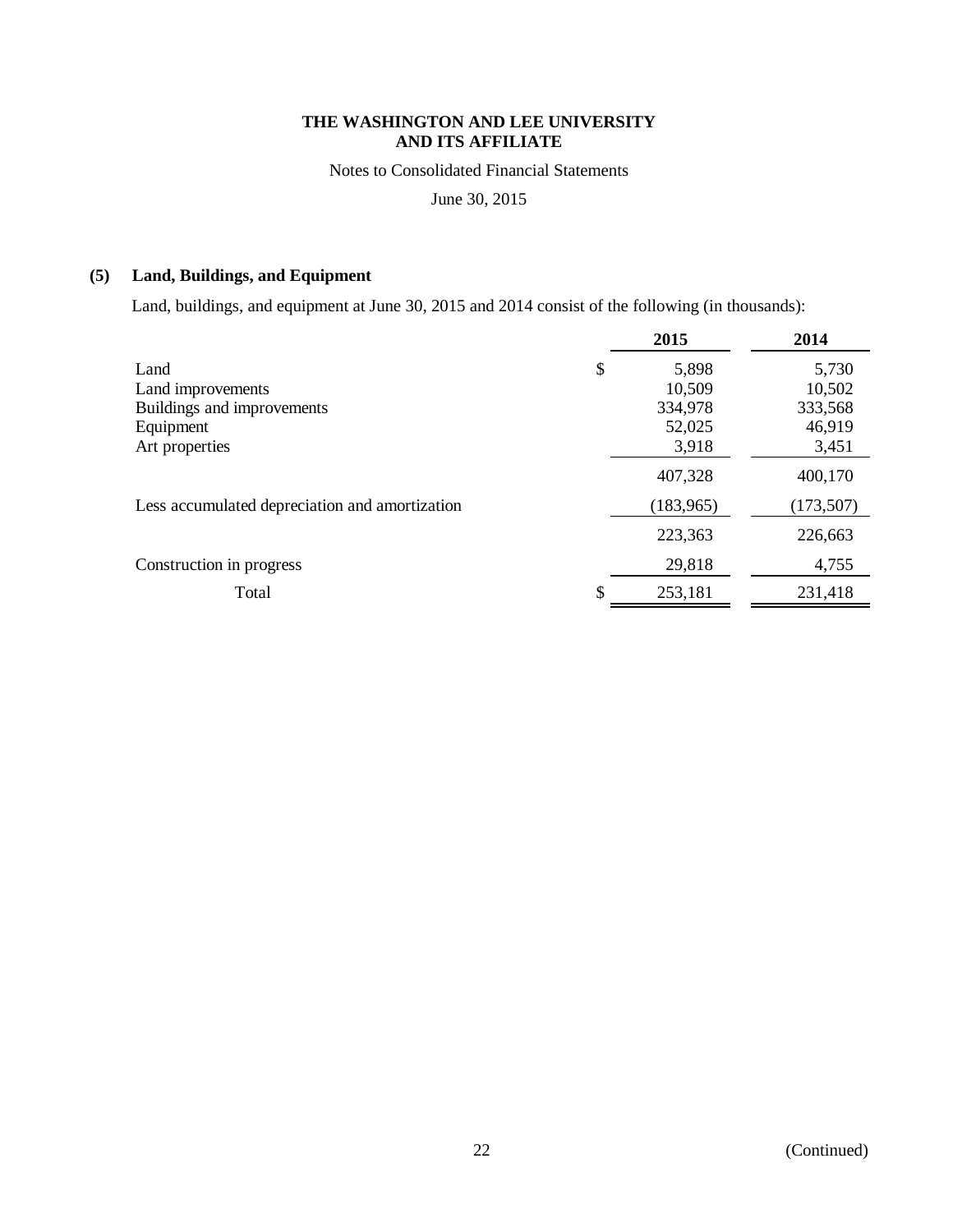**THE WASHINGTON AND LEE UNIVERSITY AND ITS AFFILIATE**

Notes to Consolidated Financial Statements

June 30, 2015

## (5) Land, Buildings, and Equipment

Land, buildings, and equipment at June 30, 2015 and 2014 consist of the following (in thousands):

| | 2015 | 2014 |
|---|---|---|
| Land | $ 5,898 | 5,730 |
| Land improvements | 10,509 | 10,502 |
| Buildings and improvements | 334,978 | 333,568 |
| Equipment | 52,025 | 46,919 |
| Art properties | 3,918 | 3,451 |
| | 407,328 | 400,170 |
| Less accumulated depreciation and amortization | (183,965) | (173,507) |
| | 223,363 | 226,663 |
| Construction in progress | 29,818 | 4,755 |
| Total | $ 253,181 | 231,418 |

(Continued)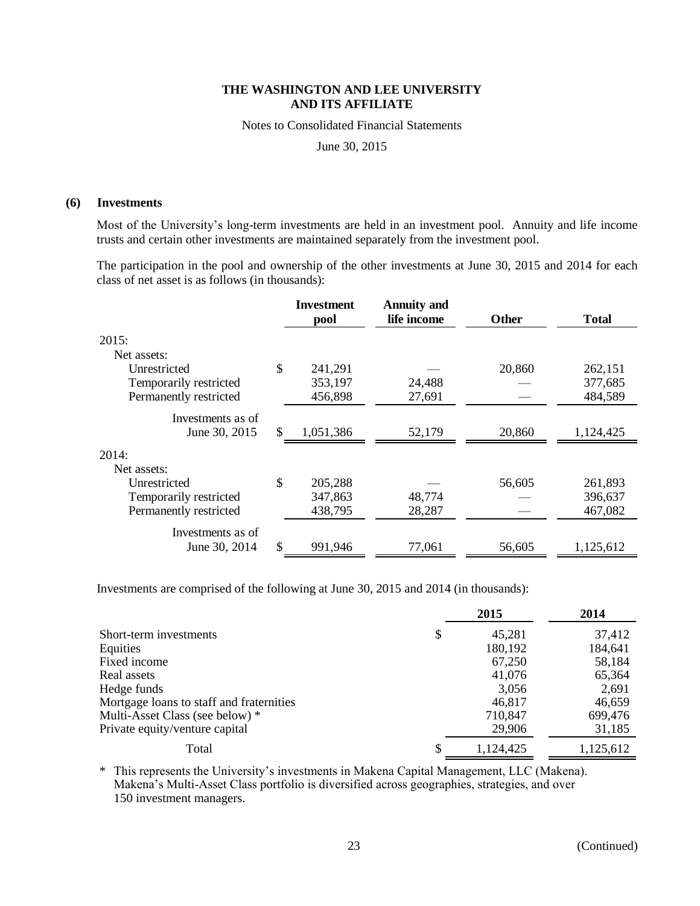### (6) Investments

Most of the University's long-term investments are held in an investment pool. Annuity and life income trusts and certain other investments are maintained separately from the investment pool.

The participation in the pool and ownership of the other investments at June 30, 2015 and 2014 for each class of net asset is as follows (in thousands):

| | Investment pool | Annuity and life income | Other | Total |
|---|---|---|---|---|
| 2015: | | | | |
| Net assets: | | | | |
| Unrestricted | $ 241,291 | — | 20,860 | 262,151 |
| Temporarily restricted | 353,197 | 24,488 | — | 377,685 |
| Permanently restricted | 456,898 | 27,691 | — | 484,589 |
| Investments as of June 30, 2015 | $ 1,051,386 | 52,179 | 20,860 | 1,124,425 |
| 2014: | | | | |
| Net assets: | | | | |
| Unrestricted | $ 205,288 | — | 56,605 | 261,893 |
| Temporarily restricted | 347,863 | 48,774 | — | 396,637 |
| Permanently restricted | 438,795 | 28,287 | — | 467,082 |
| Investments as of June 30, 2014 | $ 991,946 | 77,061 | 56,605 | 1,125,612 |

Investments are comprised of the following at June 30, 2015 and 2014 (in thousands):

| | 2015 | 2014 |
|---|---|---|
| Short-term investments | $ 45,281 | 37,412 |
| Equities | 180,192 | 184,641 |
| Fixed income | 67,250 | 58,184 |
| Real assets | 41,076 | 65,364 |
| Hedge funds | 3,056 | 2,691 |
| Mortgage loans to staff and fraternities | 46,817 | 46,659 |
| Multi-Asset Class (see below) * | 710,847 | 699,476 |
| Private equity/venture capital | 29,906 | 31,185 |
| Total | $ 1,124,425 | 1,125,612 |

\* This represents the University's investments in Makena Capital Management, LLC (Makena). Makena's Multi-Asset Class portfolio is diversified across geographies, strategies, and over 150 investment managers.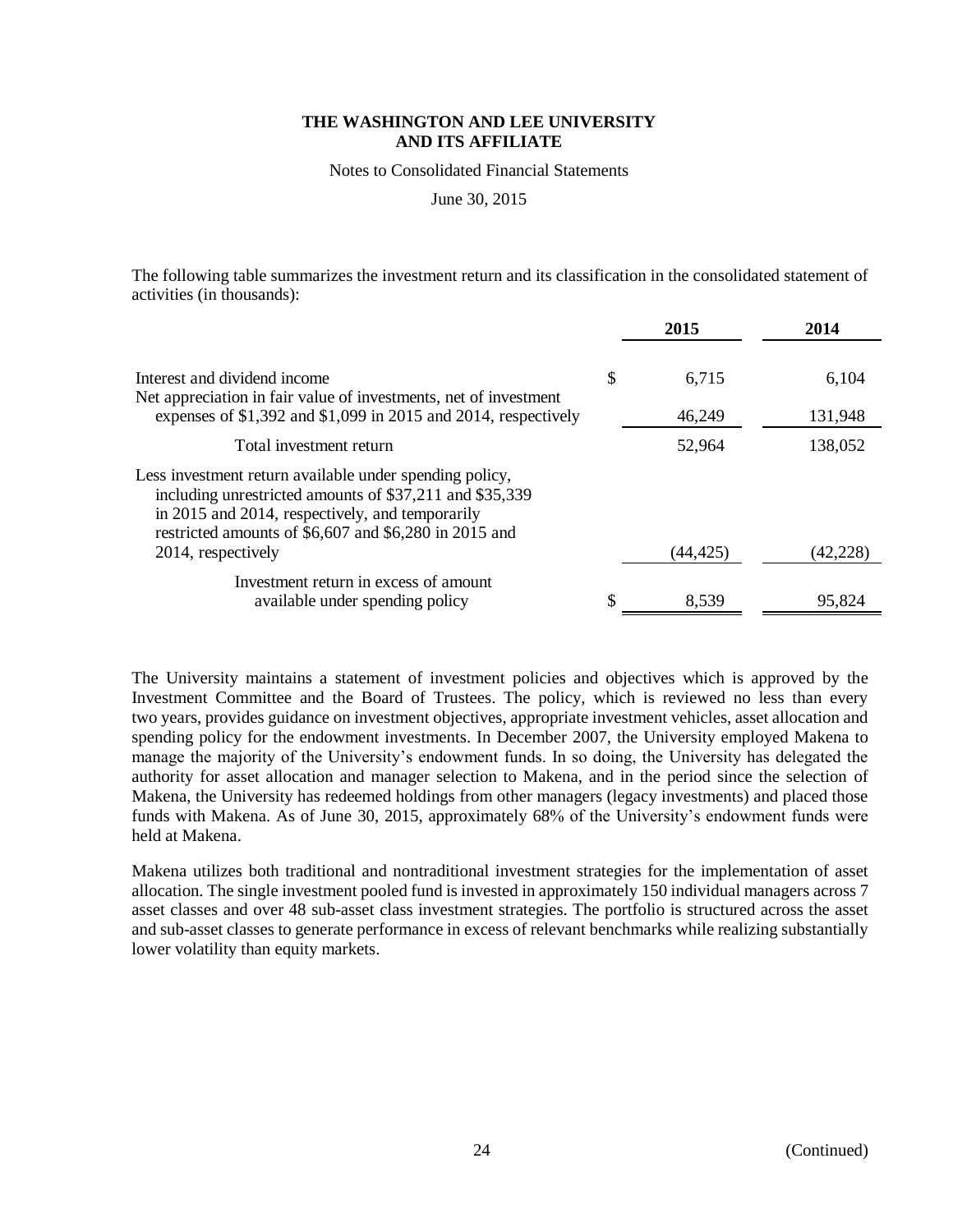**THE WASHINGTON AND LEE UNIVERSITY AND ITS AFFILIATE**

Notes to Consolidated Financial Statements

June 30, 2015

The following table summarizes the investment return and its classification in the consolidated statement of activities (in thousands):

| | 2015 | 2014 |
|---|---|---|
| Interest and dividend income | $ 6,715 | 6,104 |
| Net appreciation in fair value of investments, net of investment expenses of $1,392 and $1,099 in 2015 and 2014, respectively | 46,249 | 131,948 |
| Total investment return | 52,964 | 138,052 |
| Less investment return available under spending policy, including unrestricted amounts of $37,211 and $35,339 in 2015 and 2014, respectively, and temporarily restricted amounts of $6,607 and $6,280 in 2015 and 2014, respectively | (44,425) | (42,228) |
| Investment return in excess of amount available under spending policy | $ 8,539 | 95,824 |

The University maintains a statement of investment policies and objectives which is approved by the Investment Committee and the Board of Trustees. The policy, which is reviewed no less than every two years, provides guidance on investment objectives, appropriate investment vehicles, asset allocation and spending policy for the endowment investments. In December 2007, the University employed Makena to manage the majority of the University's endowment funds. In so doing, the University has delegated the authority for asset allocation and manager selection to Makena, and in the period since the selection of Makena, the University has redeemed holdings from other managers (legacy investments) and placed those funds with Makena. As of June 30, 2015, approximately 68% of the University's endowment funds were held at Makena.

Makena utilizes both traditional and nontraditional investment strategies for the implementation of asset allocation. The single investment pooled fund is invested in approximately 150 individual managers across 7 asset classes and over 48 sub-asset class investment strategies. The portfolio is structured across the asset and sub-asset classes to generate performance in excess of relevant benchmarks while realizing substantially lower volatility than equity markets.

(Continued)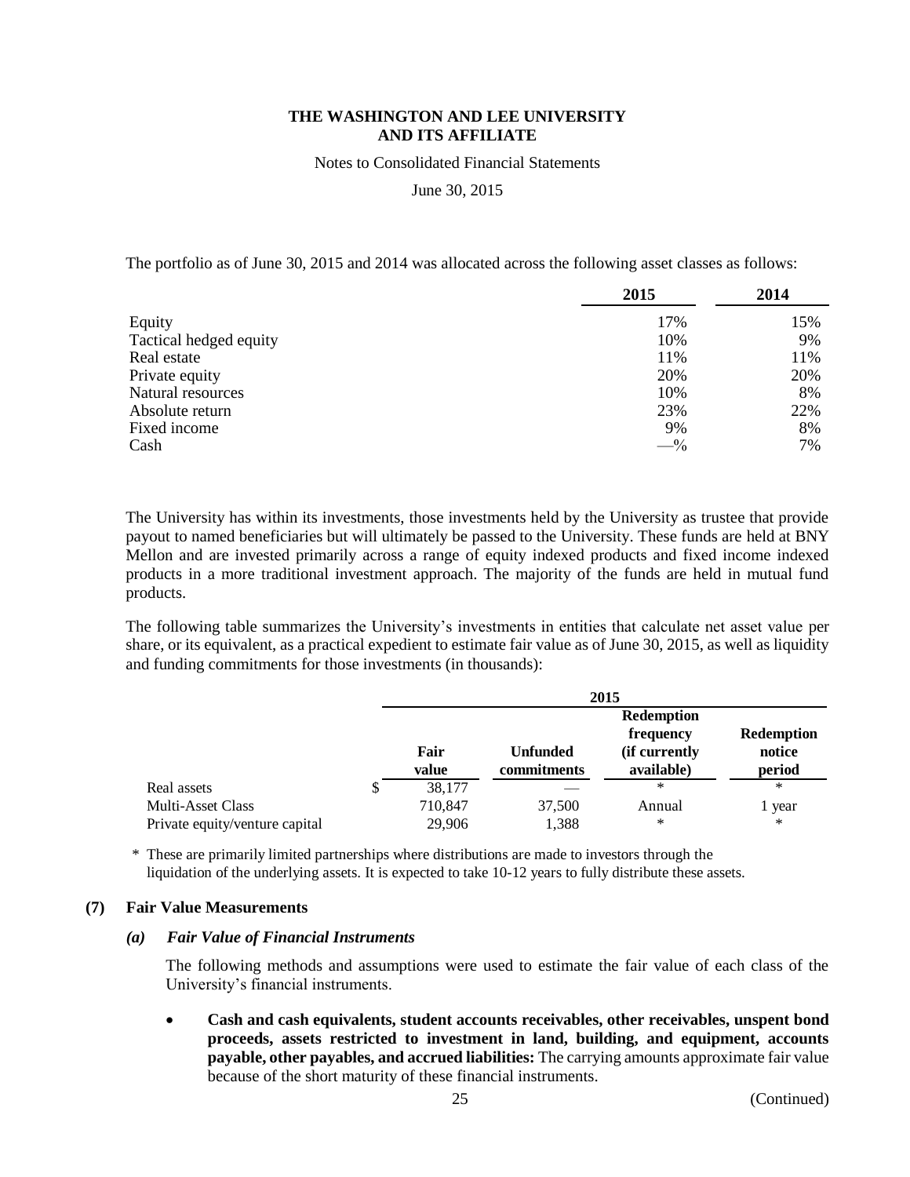The portfolio as of June 30, 2015 and 2014 was allocated across the following asset classes as follows:

| | 2015 | 2014 |
|---|---|---|
| Equity | 17% | 15% |
| Tactical hedged equity | 10% | 9% |
| Real estate | 11% | 11% |
| Private equity | 20% | 20% |
| Natural resources | 10% | 8% |
| Absolute return | 23% | 22% |
| Fixed income | 9% | 8% |
| Cash | —% | 7% |

The University has within its investments, those investments held by the University as trustee that provide payout to named beneficiaries but will ultimately be passed to the University. These funds are held at BNY Mellon and are invested primarily across a range of equity indexed products and fixed income indexed products in a more traditional investment approach. The majority of the funds are held in mutual fund products.

The following table summarizes the University's investments in entities that calculate net asset value per share, or its equivalent, as a practical expedient to estimate fair value as of June 30, 2015, as well as liquidity and funding commitments for those investments (in thousands):

| | 2015 | | | |
|---|---|---|---|---|
| | Fair value | Unfunded commitments | Redemption frequency (if currently available) | Redemption notice period |
| Real assets | $ 38,177 | — | * | * |
| Multi-Asset Class | 710,847 | 37,500 | Annual | 1 year |
| Private equity/venture capital | 29,906 | 1,388 | * | * |

\* These are primarily limited partnerships where distributions are made to investors through the liquidation of the underlying assets. It is expected to take 10-12 years to fully distribute these assets.

## (7) Fair Value Measurements

### *(a) Fair Value of Financial Instruments*

The following methods and assumptions were used to estimate the fair value of each class of the University's financial instruments.

- **Cash and cash equivalents, student accounts receivables, other receivables, unspent bond proceeds, assets restricted to investment in land, building, and equipment, accounts payable, other payables, and accrued liabilities:** The carrying amounts approximate fair value because of the short maturity of these financial instruments.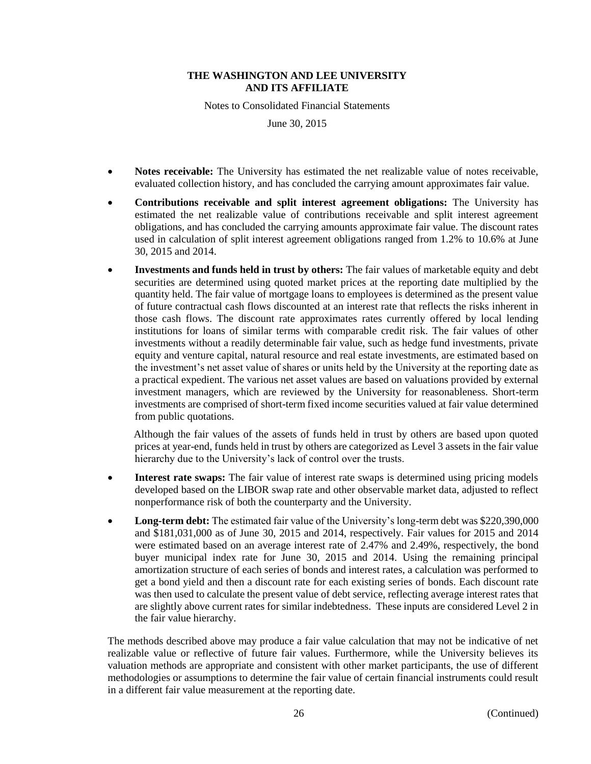- **Notes receivable:** The University has estimated the net realizable value of notes receivable, evaluated collection history, and has concluded the carrying amount approximates fair value.
- **Contributions receivable and split interest agreement obligations:** The University has estimated the net realizable value of contributions receivable and split interest agreement obligations, and has concluded the carrying amounts approximate fair value. The discount rates used in calculation of split interest agreement obligations ranged from 1.2% to 10.6% at June 30, 2015 and 2014.
- **Investments and funds held in trust by others:** The fair values of marketable equity and debt securities are determined using quoted market prices at the reporting date multiplied by the quantity held. The fair value of mortgage loans to employees is determined as the present value of future contractual cash flows discounted at an interest rate that reflects the risks inherent in those cash flows. The discount rate approximates rates currently offered by local lending institutions for loans of similar terms with comparable credit risk. The fair values of other investments without a readily determinable fair value, such as hedge fund investments, private equity and venture capital, natural resource and real estate investments, are estimated based on the investment's net asset value of shares or units held by the University at the reporting date as a practical expedient. The various net asset values are based on valuations provided by external investment managers, which are reviewed by the University for reasonableness. Short-term investments are comprised of short-term fixed income securities valued at fair value determined from public quotations.

  Although the fair values of the assets of funds held in trust by others are based upon quoted prices at year-end, funds held in trust by others are categorized as Level 3 assets in the fair value hierarchy due to the University's lack of control over the trusts.
- **Interest rate swaps:** The fair value of interest rate swaps is determined using pricing models developed based on the LIBOR swap rate and other observable market data, adjusted to reflect nonperformance risk of both the counterparty and the University.
- **Long-term debt:** The estimated fair value of the University's long-term debt was $220,390,000 and $181,031,000 as of June 30, 2015 and 2014, respectively. Fair values for 2015 and 2014 were estimated based on an average interest rate of 2.47% and 2.49%, respectively, the bond buyer municipal index rate for June 30, 2015 and 2014. Using the remaining principal amortization structure of each series of bonds and interest rates, a calculation was performed to get a bond yield and then a discount rate for each existing series of bonds. Each discount rate was then used to calculate the present value of debt service, reflecting average interest rates that are slightly above current rates for similar indebtedness. These inputs are considered Level 2 in the fair value hierarchy.

The methods described above may produce a fair value calculation that may not be indicative of net realizable value or reflective of future fair values. Furthermore, while the University believes its valuation methods are appropriate and consistent with other market participants, the use of different methodologies or assumptions to determine the fair value of certain financial instruments could result in a different fair value measurement at the reporting date.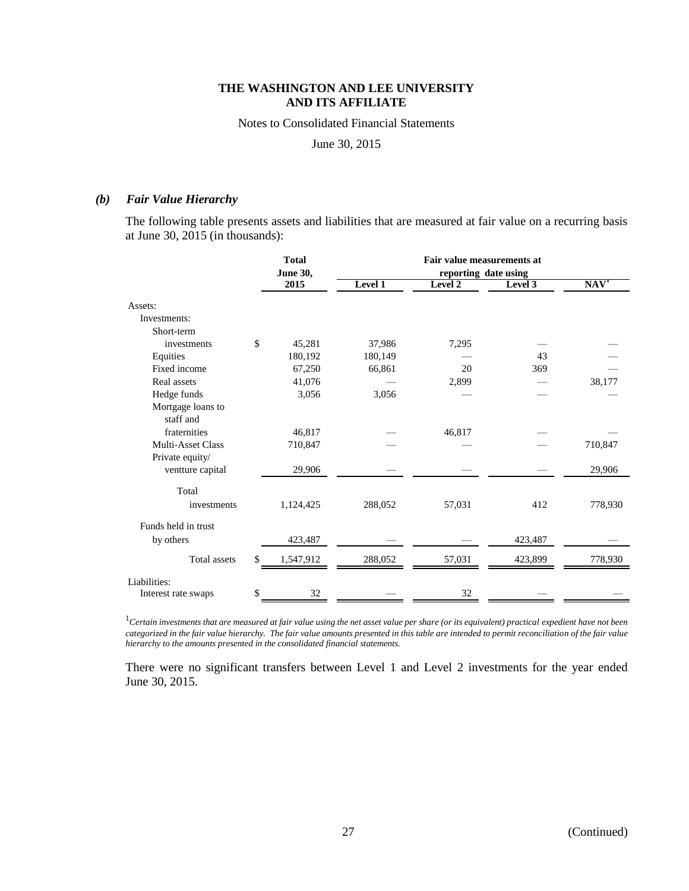# THE WASHINGTON AND LEE UNIVERSITY AND ITS AFFILIATE

Notes to Consolidated Financial Statements

June 30, 2015

### *(b) Fair Value Hierarchy*

The following table presents assets and liabilities that are measured at fair value on a recurring basis at June 30, 2015 (in thousands):

| | Total June 30, 2015 | Fair value measurements at reporting date using | | | |
|---|---|---|---|---|---|
| | | Level 1 | Level 2 | Level 3 | NAV[1] |
| Assets: | | | | | |
| Investments: | | | | | |
| Short-term investments | $ 45,281 | 37,986 | 7,295 | — | — |
| Equities | 180,192 | 180,149 | — | 43 | — |
| Fixed income | 67,250 | 66,861 | 20 | 369 | — |
| Real assets | 41,076 | — | 2,899 | — | 38,177 |
| Hedge funds | 3,056 | 3,056 | — | — | — |
| Mortgage loans to staff and fraternities | 46,817 | — | 46,817 | — | — |
| Multi-Asset Class | 710,847 | — | — | — | 710,847 |
| Private equity/ ventture capital | 29,906 | — | — | — | 29,906 |
| Total investments | 1,124,425 | 288,052 | 57,031 | 412 | 778,930 |
| Funds held in trust by others | 423,487 | — | — | 423,487 | — |
| Total assets | $ 1,547,912 | 288,052 | 57,031 | 423,899 | 778,930 |
| Liabilities: | | | | | |
| Interest rate swaps | $ 32 | — | 32 | — | — |

[1]*Certain investments that are measured at fair value using the net asset value per share (or its equivalent) practical expedient have not been categorized in the fair value hierarchy. The fair value amounts presented in this table are intended to permit reconciliation of the fair value hierarchy to the amounts presented in the consolidated financial statements.*

There were no significant transfers between Level 1 and Level 2 investments for the year ended June 30, 2015.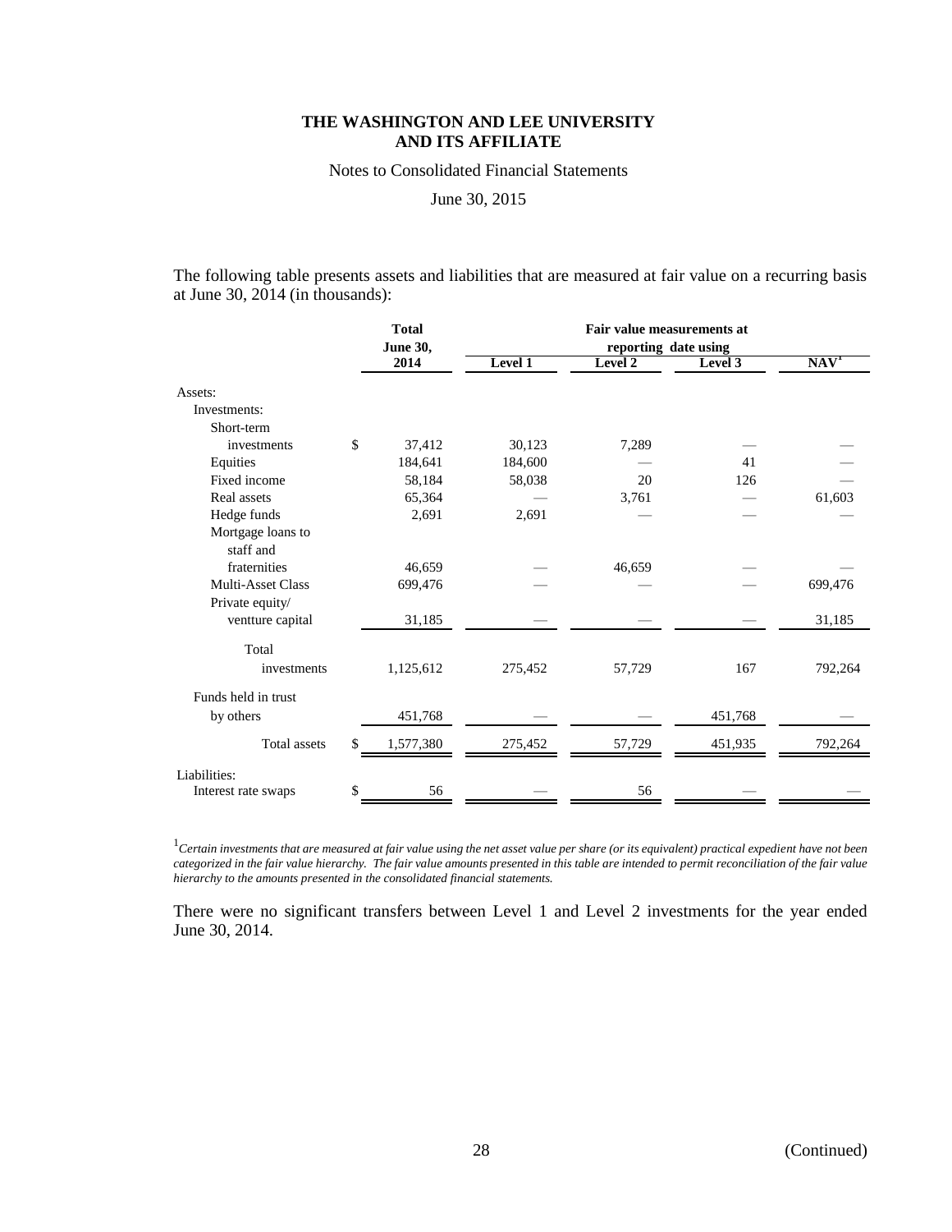**THE WASHINGTON AND LEE UNIVERSITY AND ITS AFFILIATE**

Notes to Consolidated Financial Statements

June 30, 2015

The following table presents assets and liabilities that are measured at fair value on a recurring basis at June 30, 2014 (in thousands):

| | Total June 30, 2014 | Fair value measurements at reporting date using | | | |
|---|---|---|---|---|---|
| | | Level 1 | Level 2 | Level 3 | NAV[1] |
| Assets: | | | | | |
| Investments: | | | | | |
| Short-term investments | $ 37,412 | 30,123 | 7,289 | — | — |
| Equities | 184,641 | 184,600 | — | 41 | — |
| Fixed income | 58,184 | 58,038 | 20 | 126 | — |
| Real assets | 65,364 | — | 3,761 | — | 61,603 |
| Hedge funds | 2,691 | 2,691 | — | — | — |
| Mortgage loans to staff and fraternities | 46,659 | — | 46,659 | — | — |
| Multi-Asset Class | 699,476 | — | — | — | 699,476 |
| Private equity/ ventture capital | 31,185 | — | — | — | 31,185 |
| Total investments | 1,125,612 | 275,452 | 57,729 | 167 | 792,264 |
| Funds held in trust by others | 451,768 | — | — | 451,768 | — |
| Total assets | $ 1,577,380 | 275,452 | 57,729 | 451,935 | 792,264 |
| Liabilities: | | | | | |
| Interest rate swaps | $ 56 | — | 56 | — | — |

[1] *Certain investments that are measured at fair value using the net asset value per share (or its equivalent) practical expedient have not been categorized in the fair value hierarchy. The fair value amounts presented in this table are intended to permit reconciliation of the fair value hierarchy to the amounts presented in the consolidated financial statements.*

There were no significant transfers between Level 1 and Level 2 investments for the year ended June 30, 2014.

(Continued)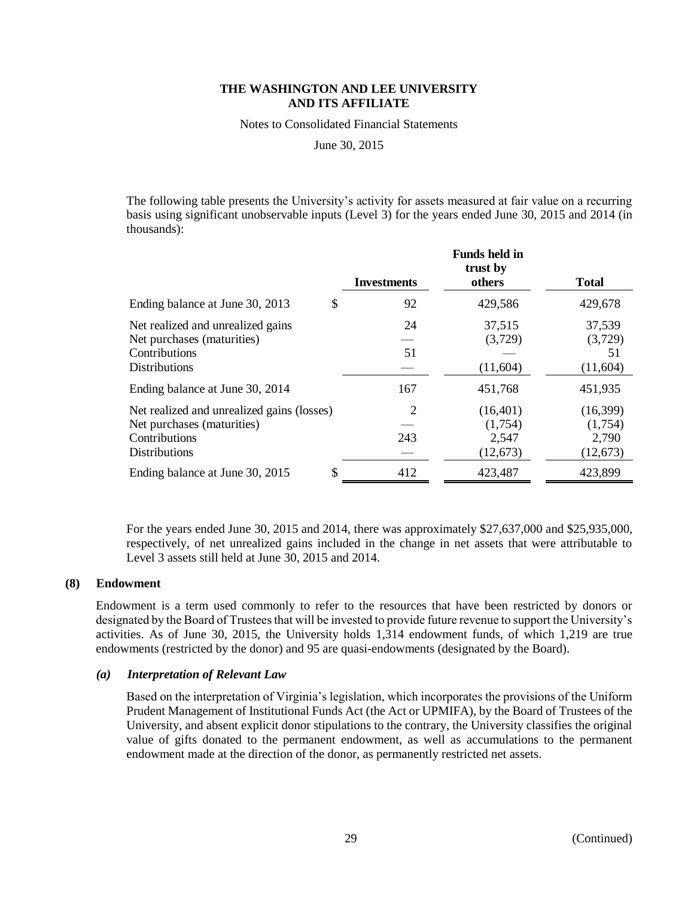The following table presents the University's activity for assets measured at fair value on a recurring basis using significant unobservable inputs (Level 3) for the years ended June 30, 2015 and 2014 (in thousands):

| | Investments | Funds held in trust by others | Total |
|---|---|---|---|
| Ending balance at June 30, 2013 | $ 92 | 429,586 | 429,678 |
| Net realized and unrealized gains | 24 | 37,515 | 37,539 |
| Net purchases (maturities) | — | (3,729) | (3,729) |
| Contributions | 51 | — | 51 |
| Distributions | — | (11,604) | (11,604) |
| Ending balance at June 30, 2014 | 167 | 451,768 | 451,935 |
| Net realized and unrealized gains (losses) | 2 | (16,401) | (16,399) |
| Net purchases (maturities) | — | (1,754) | (1,754) |
| Contributions | 243 | 2,547 | 2,790 |
| Distributions | — | (12,673) | (12,673) |
| Ending balance at June 30, 2015 | $ 412 | 423,487 | 423,899 |

For the years ended June 30, 2015 and 2014, there was approximately $27,637,000 and $25,935,000, respectively, of net unrealized gains included in the change in net assets that were attributable to Level 3 assets still held at June 30, 2015 and 2014.

## (8) Endowment

Endowment is a term used commonly to refer to the resources that have been restricted by donors or designated by the Board of Trustees that will be invested to provide future revenue to support the University's activities. As of June 30, 2015, the University holds 1,314 endowment funds, of which 1,219 are true endowments (restricted by the donor) and 95 are quasi-endowments (designated by the Board).

### *(a) Interpretation of Relevant Law*

Based on the interpretation of Virginia's legislation, which incorporates the provisions of the Uniform Prudent Management of Institutional Funds Act (the Act or UPMIFA), by the Board of Trustees of the University, and absent explicit donor stipulations to the contrary, the University classifies the original value of gifts donated to the permanent endowment, as well as accumulations to the permanent endowment made at the direction of the donor, as permanently restricted net assets.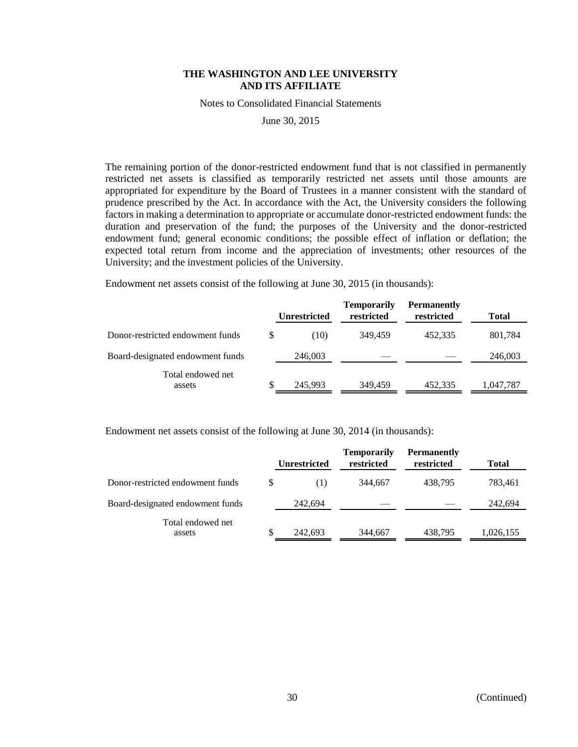The remaining portion of the donor-restricted endowment fund that is not classified in permanently restricted net assets is classified as temporarily restricted net assets until those amounts are appropriated for expenditure by the Board of Trustees in a manner consistent with the standard of prudence prescribed by the Act. In accordance with the Act, the University considers the following factors in making a determination to appropriate or accumulate donor-restricted endowment funds: the duration and preservation of the fund; the purposes of the University and the donor-restricted endowment fund; general economic conditions; the possible effect of inflation or deflation; the expected total return from income and the appreciation of investments; other resources of the University; and the investment policies of the University.

Endowment net assets consist of the following at June 30, 2015 (in thousands):

| | Unrestricted | Temporarily restricted | Permanently restricted | Total |
|---|---|---|---|---|
| Donor-restricted endowment funds | $ (10) | 349,459 | 452,335 | 801,784 |
| Board-designated endowment funds | 246,003 | — | — | 246,003 |
| Total endowed net assets | $ 245,993 | 349,459 | 452,335 | 1,047,787 |

Endowment net assets consist of the following at June 30, 2014 (in thousands):

| | Unrestricted | Temporarily restricted | Permanently restricted | Total |
|---|---|---|---|---|
| Donor-restricted endowment funds | $ (1) | 344,667 | 438,795 | 783,461 |
| Board-designated endowment funds | 242,694 | — | — | 242,694 |
| Total endowed net assets | $ 242,693 | 344,667 | 438,795 | 1,026,155 |

(Continued)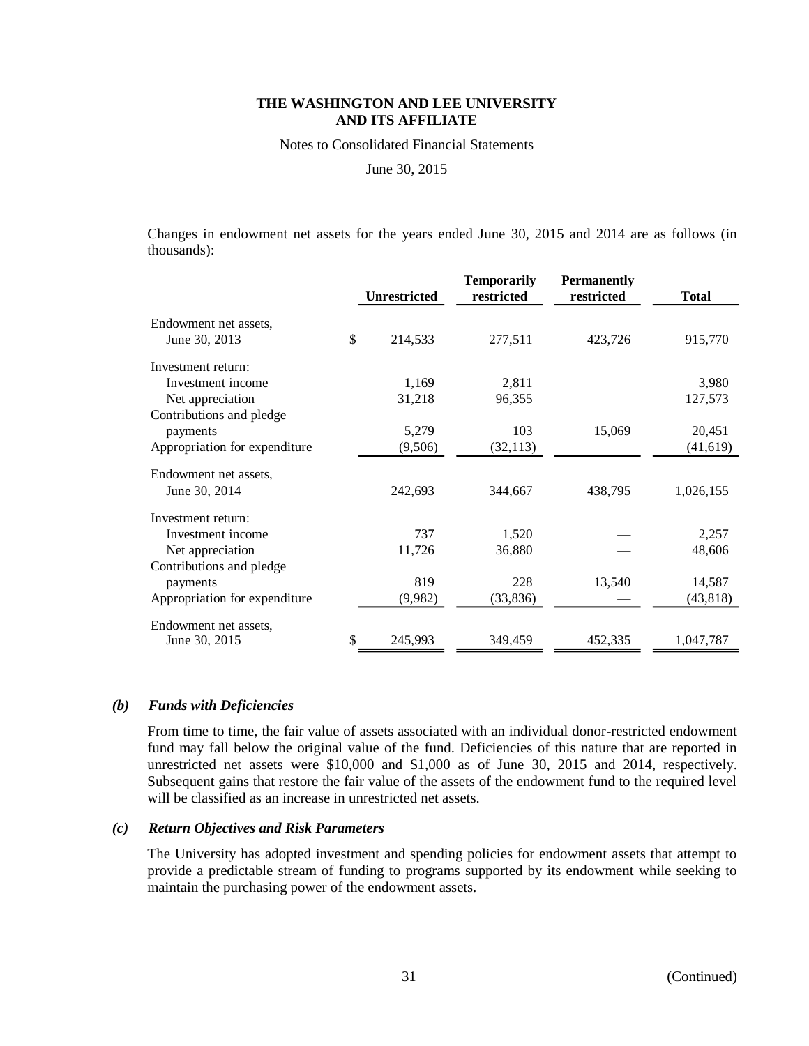Changes in endowment net assets for the years ended June 30, 2015 and 2014 are as follows (in thousands):

| | Unrestricted | Temporarily restricted | Permanently restricted | Total |
|---|---|---|---|---|
| Endowment net assets, June 30, 2013 | $ 214,533 | 277,511 | 423,726 | 915,770 |
| Investment return: | | | | |
| Investment income | 1,169 | 2,811 | — | 3,980 |
| Net appreciation | 31,218 | 96,355 | — | 127,573 |
| Contributions and pledge payments | 5,279 | 103 | 15,069 | 20,451 |
| Appropriation for expenditure | (9,506) | (32,113) | — | (41,619) |
| Endowment net assets, June 30, 2014 | 242,693 | 344,667 | 438,795 | 1,026,155 |
| Investment return: | | | | |
| Investment income | 737 | 1,520 | — | 2,257 |
| Net appreciation | 11,726 | 36,880 | — | 48,606 |
| Contributions and pledge payments | 819 | 228 | 13,540 | 14,587 |
| Appropriation for expenditure | (9,982) | (33,836) | — | (43,818) |
| Endowment net assets, June 30, 2015 | $ 245,993 | 349,459 | 452,335 | 1,047,787 |

### *(b) Funds with Deficiencies*

From time to time, the fair value of assets associated with an individual donor-restricted endowment fund may fall below the original value of the fund. Deficiencies of this nature that are reported in unrestricted net assets were $10,000 and $1,000 as of June 30, 2015 and 2014, respectively. Subsequent gains that restore the fair value of the assets of the endowment fund to the required level will be classified as an increase in unrestricted net assets.

### *(c) Return Objectives and Risk Parameters*

The University has adopted investment and spending policies for endowment assets that attempt to provide a predictable stream of funding to programs supported by its endowment while seeking to maintain the purchasing power of the endowment assets.

(Continued)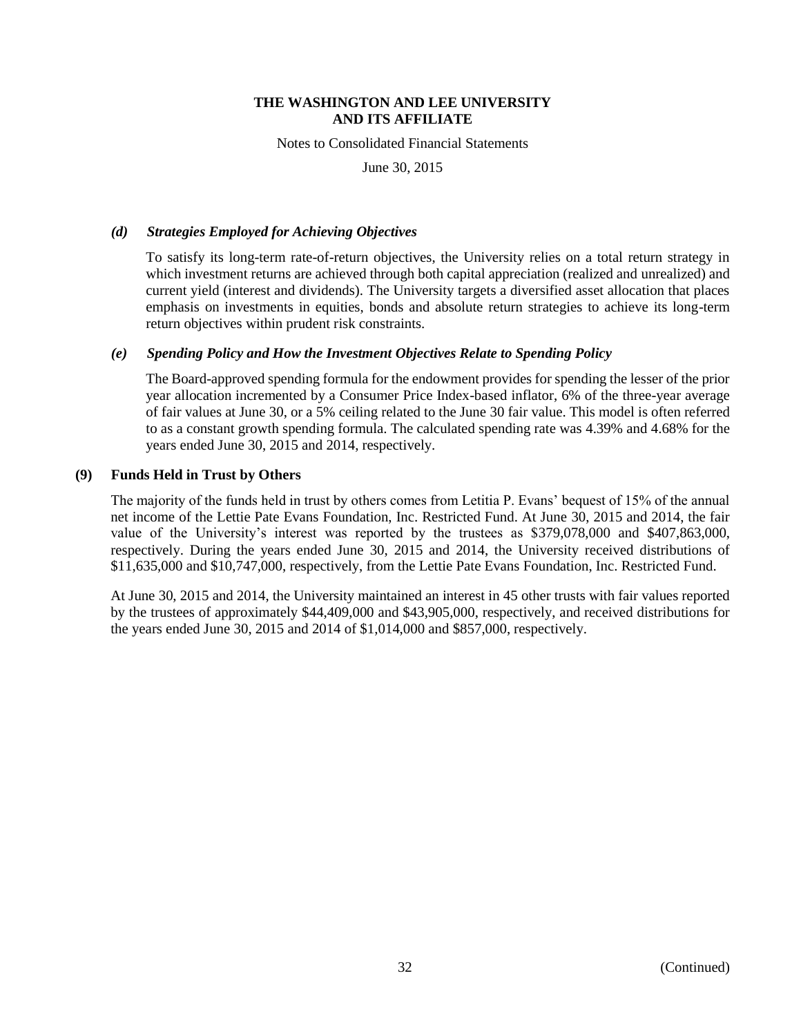#### *(d) Strategies Employed for Achieving Objectives*

To satisfy its long-term rate-of-return objectives, the University relies on a total return strategy in which investment returns are achieved through both capital appreciation (realized and unrealized) and current yield (interest and dividends). The University targets a diversified asset allocation that places emphasis on investments in equities, bonds and absolute return strategies to achieve its long-term return objectives within prudent risk constraints.

#### *(e) Spending Policy and How the Investment Objectives Relate to Spending Policy*

The Board-approved spending formula for the endowment provides for spending the lesser of the prior year allocation incremented by a Consumer Price Index-based inflator, 6% of the three-year average of fair values at June 30, or a 5% ceiling related to the June 30 fair value. This model is often referred to as a constant growth spending formula. The calculated spending rate was 4.39% and 4.68% for the years ended June 30, 2015 and 2014, respectively.

### (9) Funds Held in Trust by Others

The majority of the funds held in trust by others comes from Letitia P. Evans' bequest of 15% of the annual net income of the Lettie Pate Evans Foundation, Inc. Restricted Fund. At June 30, 2015 and 2014, the fair value of the University's interest was reported by the trustees as $379,078,000 and $407,863,000, respectively. During the years ended June 30, 2015 and 2014, the University received distributions of $11,635,000 and $10,747,000, respectively, from the Lettie Pate Evans Foundation, Inc. Restricted Fund.

At June 30, 2015 and 2014, the University maintained an interest in 45 other trusts with fair values reported by the trustees of approximately $44,409,000 and $43,905,000, respectively, and received distributions for the years ended June 30, 2015 and 2014 of $1,014,000 and $857,000, respectively.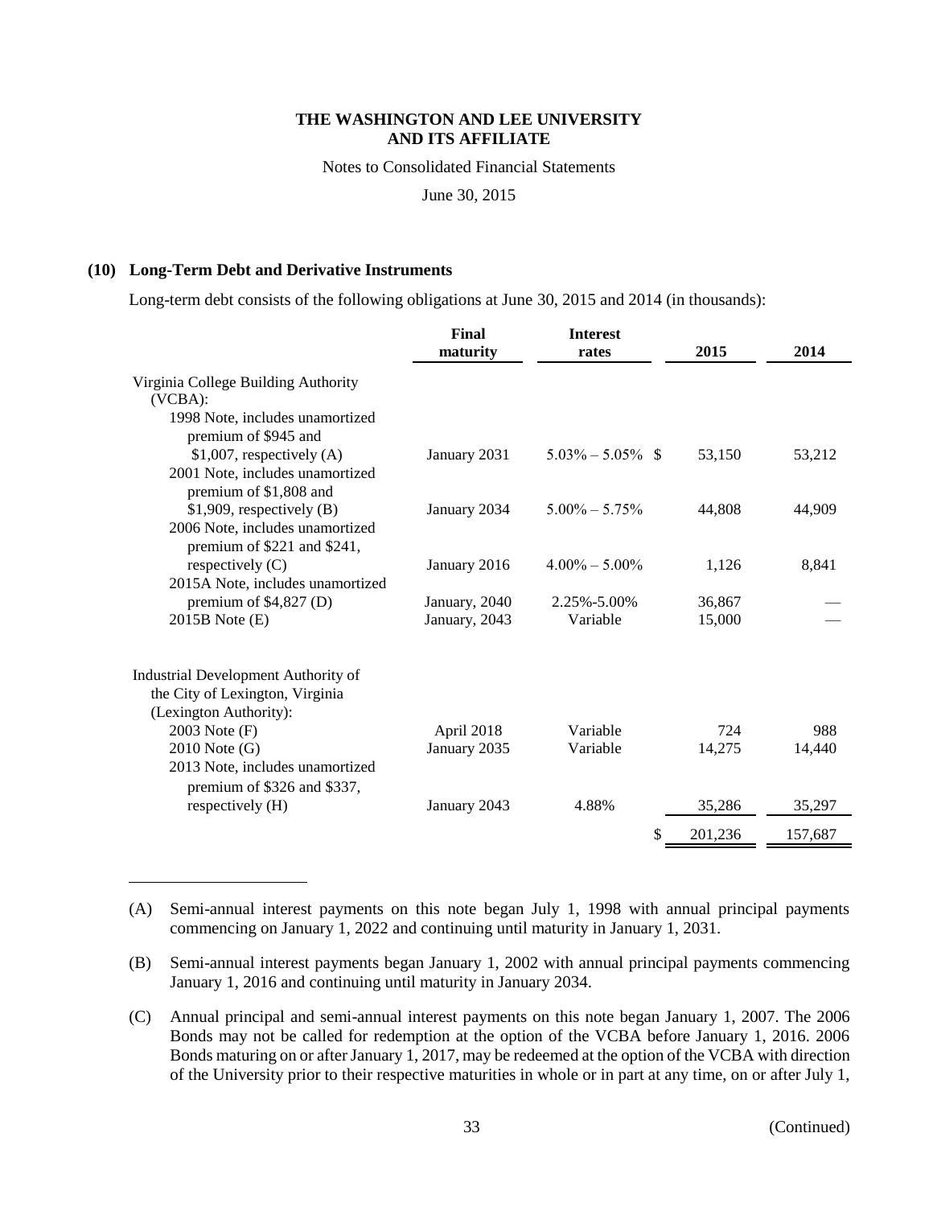**THE WASHINGTON AND LEE UNIVERSITY AND ITS AFFILIATE**

Notes to Consolidated Financial Statements

June 30, 2015

## (10) Long-Term Debt and Derivative Instruments

Long-term debt consists of the following obligations at June 30, 2015 and 2014 (in thousands):

| | Final maturity | Interest rates | 2015 | 2014 |
|---|---|---|---|---|
| Virginia College Building Authority (VCBA): | | | | |
| 1998 Note, includes unamortized premium of $945 and $1,007, respectively (A) | January 2031 | 5.03% – 5.05% | $ 53,150 | 53,212 |
| 2001 Note, includes unamortized premium of $1,808 and $1,909, respectively (B) | January 2034 | 5.00% – 5.75% | 44,808 | 44,909 |
| 2006 Note, includes unamortized premium of $221 and $241, respectively (C) | January 2016 | 4.00% – 5.00% | 1,126 | 8,841 |
| 2015A Note, includes unamortized premium of $4,827 (D) | January, 2040 | 2.25%-5.00% | 36,867 | — |
| 2015B Note (E) | January, 2043 | Variable | 15,000 | — |
| Industrial Development Authority of the City of Lexington, Virginia (Lexington Authority): | | | | |
| 2003 Note (F) | April 2018 | Variable | 724 | 988 |
| 2010 Note (G) | January 2035 | Variable | 14,275 | 14,440 |
| 2013 Note, includes unamortized premium of $326 and $337, respectively (H) | January 2043 | 4.88% | 35,286 | 35,297 |
| | | | $ 201,236 | 157,687 |

(A) Semi-annual interest payments on this note began July 1, 1998 with annual principal payments commencing on January 1, 2022 and continuing until maturity in January 1, 2031.

(B) Semi-annual interest payments began January 1, 2002 with annual principal payments commencing January 1, 2016 and continuing until maturity in January 2034.

(C) Annual principal and semi-annual interest payments on this note began January 1, 2007. The 2006 Bonds may not be called for redemption at the option of the VCBA before January 1, 2016. 2006 Bonds maturing on or after January 1, 2017, may be redeemed at the option of the VCBA with direction of the University prior to their respective maturities in whole or in part at any time, on or after July 1,

(Continued)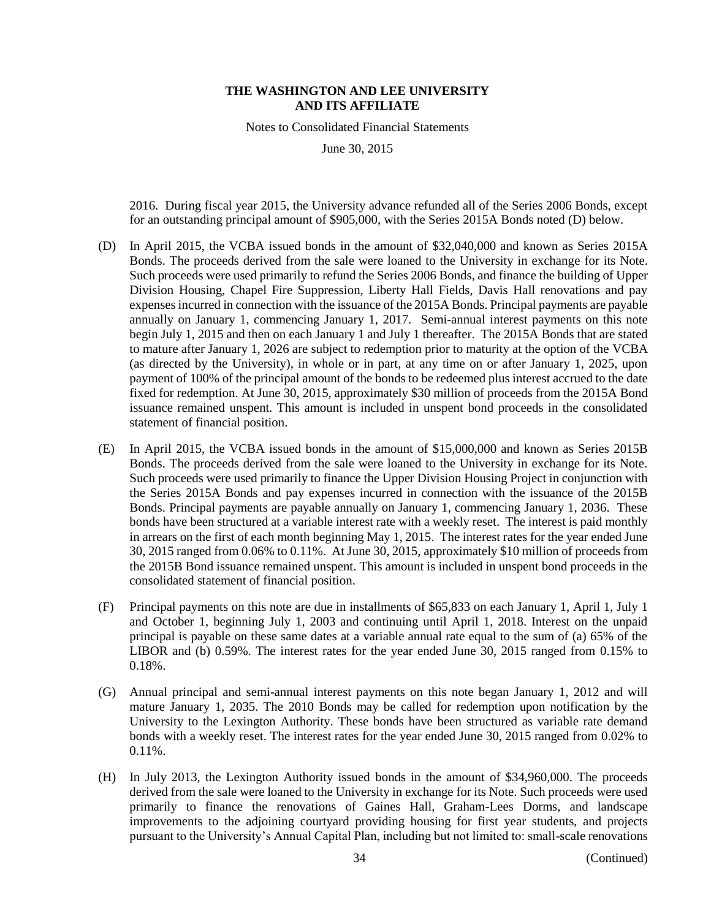2016. During fiscal year 2015, the University advance refunded all of the Series 2006 Bonds, except for an outstanding principal amount of $905,000, with the Series 2015A Bonds noted (D) below.

(D) In April 2015, the VCBA issued bonds in the amount of $32,040,000 and known as Series 2015A Bonds. The proceeds derived from the sale were loaned to the University in exchange for its Note. Such proceeds were used primarily to refund the Series 2006 Bonds, and finance the building of Upper Division Housing, Chapel Fire Suppression, Liberty Hall Fields, Davis Hall renovations and pay expenses incurred in connection with the issuance of the 2015A Bonds. Principal payments are payable annually on January 1, commencing January 1, 2017. Semi-annual interest payments on this note begin July 1, 2015 and then on each January 1 and July 1 thereafter. The 2015A Bonds that are stated to mature after January 1, 2026 are subject to redemption prior to maturity at the option of the VCBA (as directed by the University), in whole or in part, at any time on or after January 1, 2025, upon payment of 100% of the principal amount of the bonds to be redeemed plus interest accrued to the date fixed for redemption. At June 30, 2015, approximately $30 million of proceeds from the 2015A Bond issuance remained unspent. This amount is included in unspent bond proceeds in the consolidated statement of financial position.

(E) In April 2015, the VCBA issued bonds in the amount of $15,000,000 and known as Series 2015B Bonds. The proceeds derived from the sale were loaned to the University in exchange for its Note. Such proceeds were used primarily to finance the Upper Division Housing Project in conjunction with the Series 2015A Bonds and pay expenses incurred in connection with the issuance of the 2015B Bonds. Principal payments are payable annually on January 1, commencing January 1, 2036. These bonds have been structured at a variable interest rate with a weekly reset. The interest is paid monthly in arrears on the first of each month beginning May 1, 2015. The interest rates for the year ended June 30, 2015 ranged from 0.06% to 0.11%. At June 30, 2015, approximately $10 million of proceeds from the 2015B Bond issuance remained unspent. This amount is included in unspent bond proceeds in the consolidated statement of financial position.

(F) Principal payments on this note are due in installments of $65,833 on each January 1, April 1, July 1 and October 1, beginning July 1, 2003 and continuing until April 1, 2018. Interest on the unpaid principal is payable on these same dates at a variable annual rate equal to the sum of (a) 65% of the LIBOR and (b) 0.59%. The interest rates for the year ended June 30, 2015 ranged from 0.15% to 0.18%.

(G) Annual principal and semi-annual interest payments on this note began January 1, 2012 and will mature January 1, 2035. The 2010 Bonds may be called for redemption upon notification by the University to the Lexington Authority. These bonds have been structured as variable rate demand bonds with a weekly reset. The interest rates for the year ended June 30, 2015 ranged from 0.02% to 0.11%.

(H) In July 2013, the Lexington Authority issued bonds in the amount of $34,960,000. The proceeds derived from the sale were loaned to the University in exchange for its Note. Such proceeds were used primarily to finance the renovations of Gaines Hall, Graham-Lees Dorms, and landscape improvements to the adjoining courtyard providing housing for first year students, and projects pursuant to the University's Annual Capital Plan, including but not limited to: small-scale renovations

(Continued)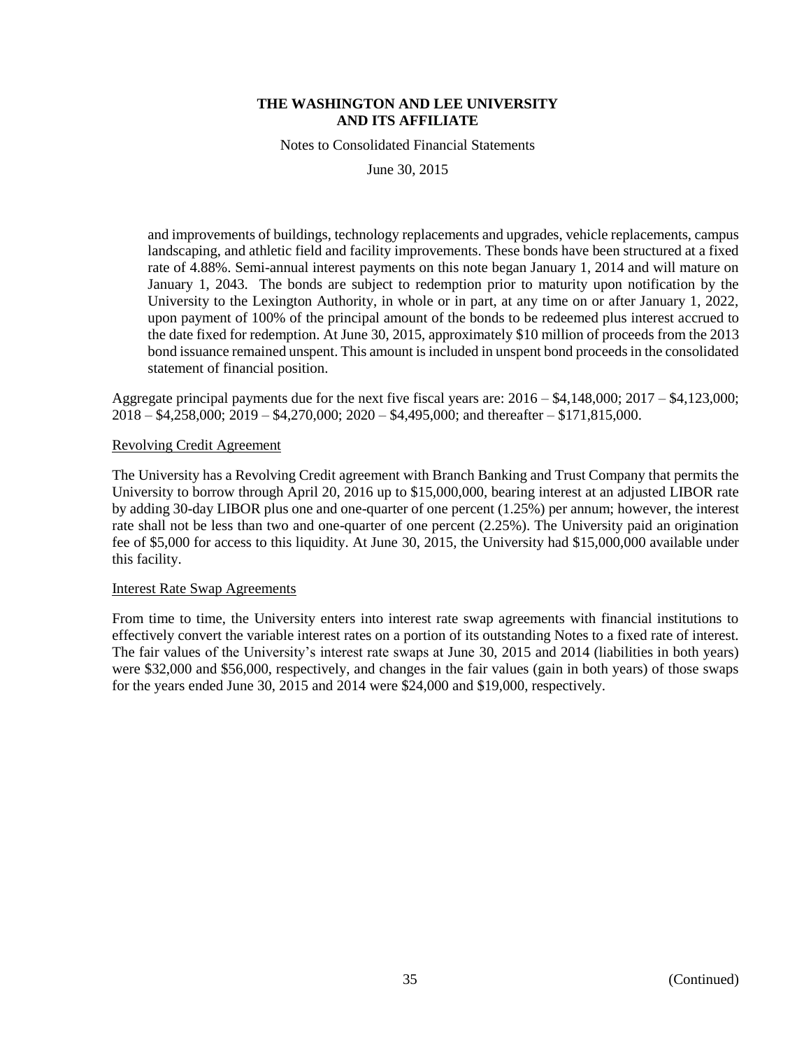and improvements of buildings, technology replacements and upgrades, vehicle replacements, campus landscaping, and athletic field and facility improvements. These bonds have been structured at a fixed rate of 4.88%. Semi-annual interest payments on this note began January 1, 2014 and will mature on January 1, 2043. The bonds are subject to redemption prior to maturity upon notification by the University to the Lexington Authority, in whole or in part, at any time on or after January 1, 2022, upon payment of 100% of the principal amount of the bonds to be redeemed plus interest accrued to the date fixed for redemption. At June 30, 2015, approximately $10 million of proceeds from the 2013 bond issuance remained unspent. This amount is included in unspent bond proceeds in the consolidated statement of financial position.

Aggregate principal payments due for the next five fiscal years are: 2016 – $4,148,000; 2017 – $4,123,000; 2018 – $4,258,000; 2019 – $4,270,000; 2020 – $4,495,000; and thereafter – $171,815,000.

## Revolving Credit Agreement

The University has a Revolving Credit agreement with Branch Banking and Trust Company that permits the University to borrow through April 20, 2016 up to $15,000,000, bearing interest at an adjusted LIBOR rate by adding 30-day LIBOR plus one and one-quarter of one percent (1.25%) per annum; however, the interest rate shall not be less than two and one-quarter of one percent (2.25%). The University paid an origination fee of $5,000 for access to this liquidity. At June 30, 2015, the University had $15,000,000 available under this facility.

## Interest Rate Swap Agreements

From time to time, the University enters into interest rate swap agreements with financial institutions to effectively convert the variable interest rates on a portion of its outstanding Notes to a fixed rate of interest. The fair values of the University's interest rate swaps at June 30, 2015 and 2014 (liabilities in both years) were $32,000 and $56,000, respectively, and changes in the fair values (gain in both years) of those swaps for the years ended June 30, 2015 and 2014 were $24,000 and $19,000, respectively.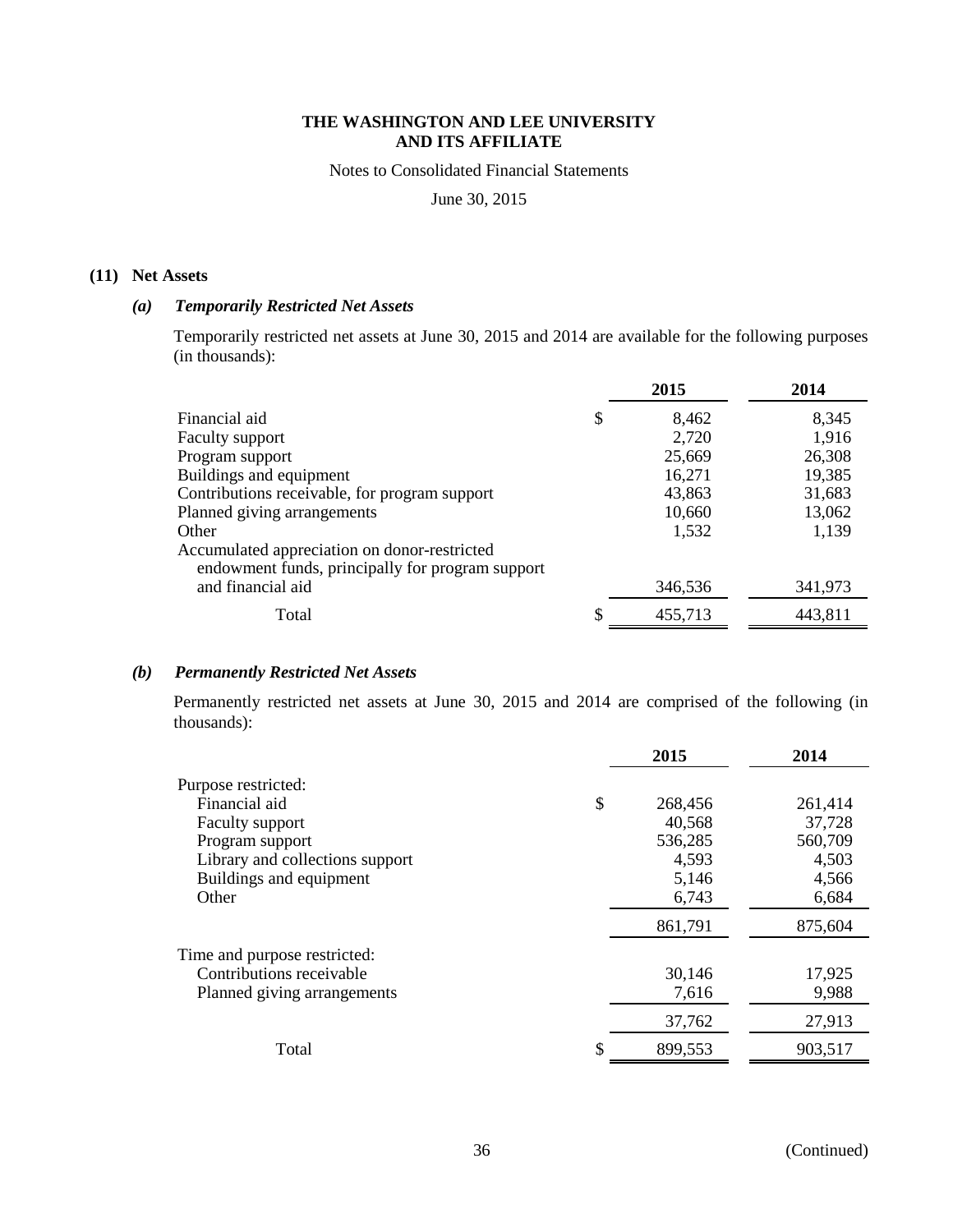# THE WASHINGTON AND LEE UNIVERSITY
# AND ITS AFFILIATE

Notes to Consolidated Financial Statements

June 30, 2015

## (11) Net Assets

### *(a) Temporarily Restricted Net Assets*

Temporarily restricted net assets at June 30, 2015 and 2014 are available for the following purposes (in thousands):

| | 2015 | 2014 |
|---|---|---|
| Financial aid | $ 8,462 | 8,345 |
| Faculty support | 2,720 | 1,916 |
| Program support | 25,669 | 26,308 |
| Buildings and equipment | 16,271 | 19,385 |
| Contributions receivable, for program support | 43,863 | 31,683 |
| Planned giving arrangements | 10,660 | 13,062 |
| Other | 1,532 | 1,139 |
| Accumulated appreciation on donor-restricted endowment funds, principally for program support and financial aid | 346,536 | 341,973 |
| Total | $ 455,713 | 443,811 |

### *(b) Permanently Restricted Net Assets*

Permanently restricted net assets at June 30, 2015 and 2014 are comprised of the following (in thousands):

| | 2015 | 2014 |
|---|---|---|
| Purpose restricted: | | |
| Financial aid | $ 268,456 | 261,414 |
| Faculty support | 40,568 | 37,728 |
| Program support | 536,285 | 560,709 |
| Library and collections support | 4,593 | 4,503 |
| Buildings and equipment | 5,146 | 4,566 |
| Other | 6,743 | 6,684 |
| | 861,791 | 875,604 |
| Time and purpose restricted: | | |
| Contributions receivable | 30,146 | 17,925 |
| Planned giving arrangements | 7,616 | 9,988 |
| | 37,762 | 27,913 |
| Total | $ 899,553 | 903,517 |

(Continued)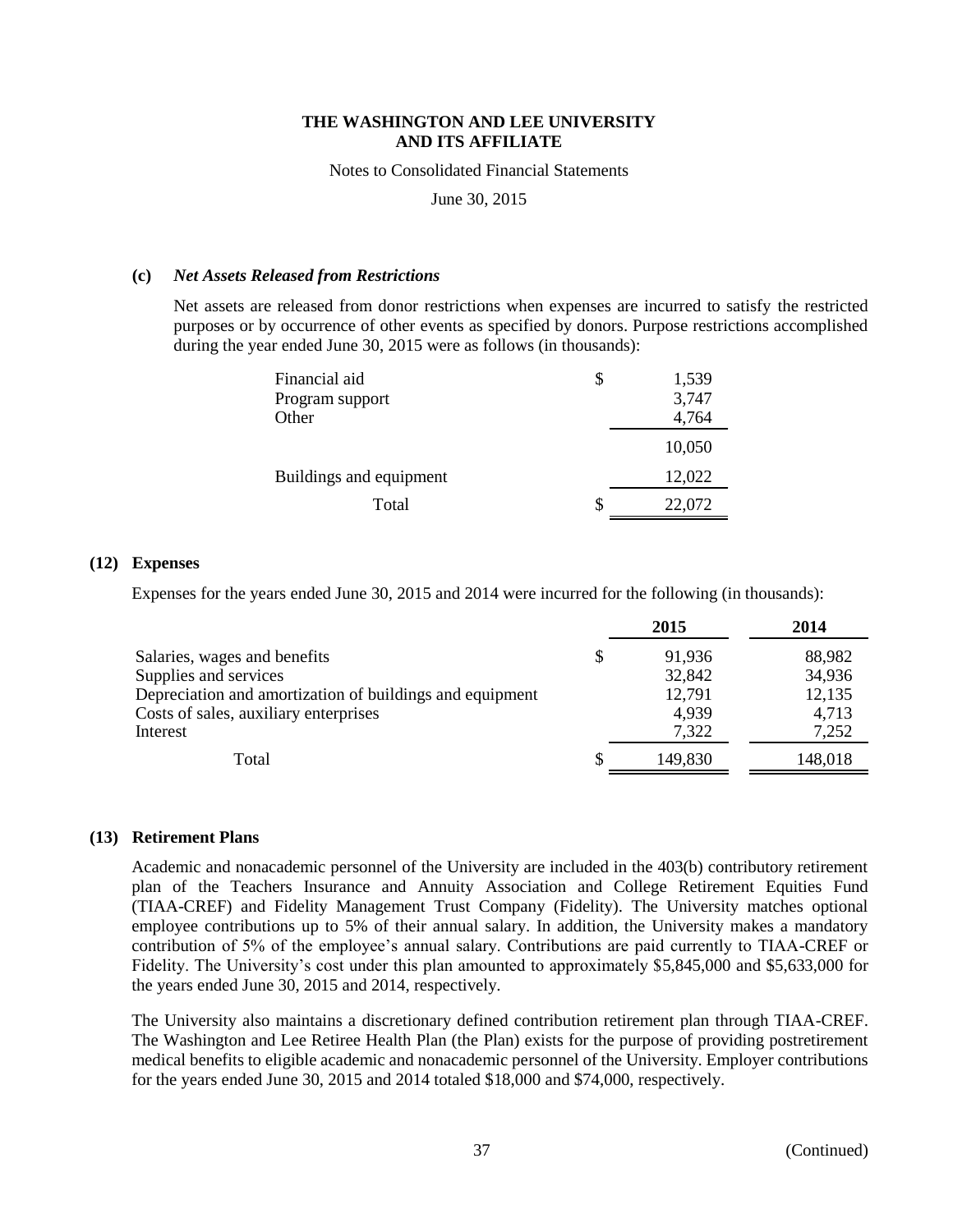**THE WASHINGTON AND LEE UNIVERSITY AND ITS AFFILIATE**

Notes to Consolidated Financial Statements

June 30, 2015

**(c)** ***Net Assets Released from Restrictions***

Net assets are released from donor restrictions when expenses are incurred to satisfy the restricted purposes or by occurrence of other events as specified by donors. Purpose restrictions accomplished during the year ended June 30, 2015 were as follows (in thousands):

| | | |
|---|---|---|
| Financial aid | $ | 1,539 |
| Program support | | 3,747 |
| Other | | 4,764 |
| | | 10,050 |
| Buildings and equipment | | 12,022 |
| Total | $ | 22,072 |

## (12) Expenses

Expenses for the years ended June 30, 2015 and 2014 were incurred for the following (in thousands):

| | | 2015 | 2014 |
|---|---|---|---|
| Salaries, wages and benefits | $ | 91,936 | 88,982 |
| Supplies and services | | 32,842 | 34,936 |
| Depreciation and amortization of buildings and equipment | | 12,791 | 12,135 |
| Costs of sales, auxiliary enterprises | | 4,939 | 4,713 |
| Interest | | 7,322 | 7,252 |
| Total | $ | 149,830 | 148,018 |

## (13) Retirement Plans

Academic and nonacademic personnel of the University are included in the 403(b) contributory retirement plan of the Teachers Insurance and Annuity Association and College Retirement Equities Fund (TIAA-CREF) and Fidelity Management Trust Company (Fidelity). The University matches optional employee contributions up to 5% of their annual salary. In addition, the University makes a mandatory contribution of 5% of the employee's annual salary. Contributions are paid currently to TIAA-CREF or Fidelity. The University's cost under this plan amounted to approximately $5,845,000 and $5,633,000 for the years ended June 30, 2015 and 2014, respectively.

The University also maintains a discretionary defined contribution retirement plan through TIAA-CREF. The Washington and Lee Retiree Health Plan (the Plan) exists for the purpose of providing postretirement medical benefits to eligible academic and nonacademic personnel of the University. Employer contributions for the years ended June 30, 2015 and 2014 totaled $18,000 and $74,000, respectively.

(Continued)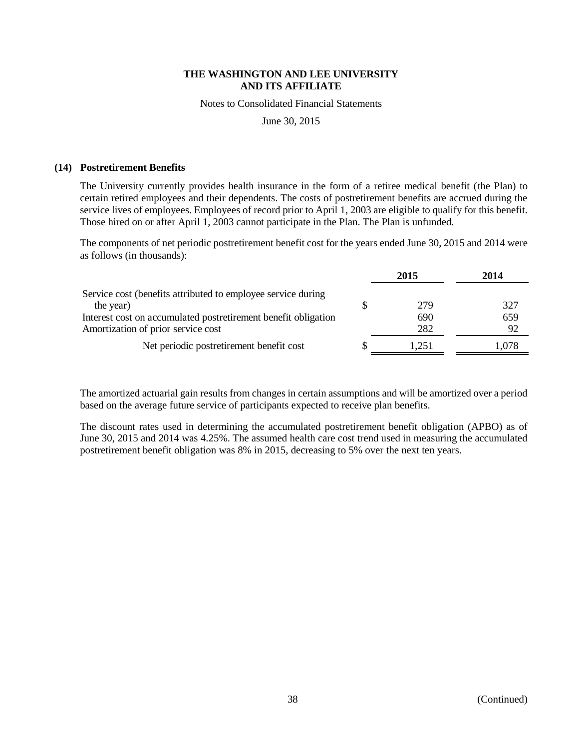# THE WASHINGTON AND LEE UNIVERSITY AND ITS AFFILIATE

Notes to Consolidated Financial Statements

June 30, 2015

## (14) Postretirement Benefits

The University currently provides health insurance in the form of a retiree medical benefit (the Plan) to certain retired employees and their dependents. The costs of postretirement benefits are accrued during the service lives of employees. Employees of record prior to April 1, 2003 are eligible to qualify for this benefit. Those hired on or after April 1, 2003 cannot participate in the Plan. The Plan is unfunded.

The components of net periodic postretirement benefit cost for the years ended June 30, 2015 and 2014 were as follows (in thousands):

| | | 2015 | 2014 |
|---|---|---|---|
| Service cost (benefits attributed to employee service during the year) | $ | 279 | 327 |
| Interest cost on accumulated postretirement benefit obligation | | 690 | 659 |
| Amortization of prior service cost | | 282 | 92 |
| Net periodic postretirement benefit cost | $ | 1,251 | 1,078 |

The amortized actuarial gain results from changes in certain assumptions and will be amortized over a period based on the average future service of participants expected to receive plan benefits.

The discount rates used in determining the accumulated postretirement benefit obligation (APBO) as of June 30, 2015 and 2014 was 4.25%. The assumed health care cost trend used in measuring the accumulated postretirement benefit obligation was 8% in 2015, decreasing to 5% over the next ten years.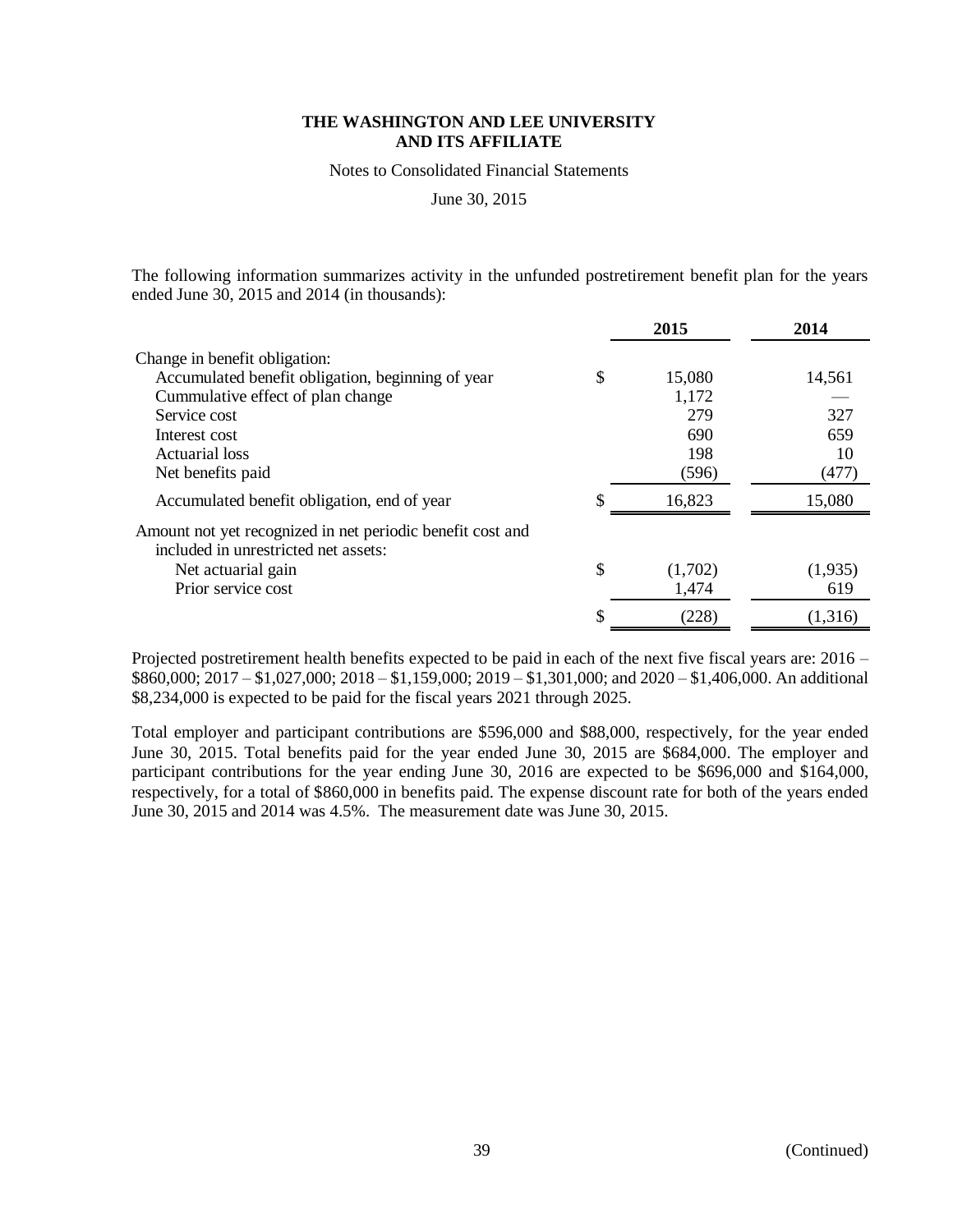The following information summarizes activity in the unfunded postretirement benefit plan for the years ended June 30, 2015 and 2014 (in thousands):

| | 2015 | 2014 |
|---|---|---|
| Change in benefit obligation: | | |
| Accumulated benefit obligation, beginning of year | $ 15,080 | 14,561 |
| Cummulative effect of plan change | 1,172 | — |
| Service cost | 279 | 327 |
| Interest cost | 690 | 659 |
| Actuarial loss | 198 | 10 |
| Net benefits paid | (596) | (477) |
| Accumulated benefit obligation, end of year | $ 16,823 | 15,080 |
| Amount not yet recognized in net periodic benefit cost and included in unrestricted net assets: | | |
| Net actuarial gain | $ (1,702) | (1,935) |
| Prior service cost | 1,474 | 619 |
| | $ (228) | (1,316) |

Projected postretirement health benefits expected to be paid in each of the next five fiscal years are: 2016 – $860,000; 2017 – $1,027,000; 2018 – $1,159,000; 2019 – $1,301,000; and 2020 – $1,406,000. An additional $8,234,000 is expected to be paid for the fiscal years 2021 through 2025.

Total employer and participant contributions are $596,000 and $88,000, respectively, for the year ended June 30, 2015. Total benefits paid for the year ended June 30, 2015 are $684,000. The employer and participant contributions for the year ending June 30, 2016 are expected to be $696,000 and $164,000, respectively, for a total of $860,000 in benefits paid. The expense discount rate for both of the years ended June 30, 2015 and 2014 was 4.5%. The measurement date was June 30, 2015.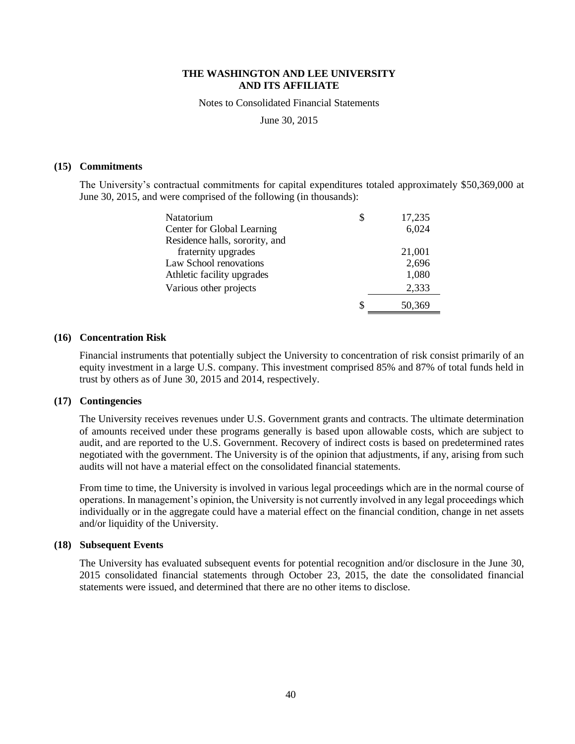# THE WASHINGTON AND LEE UNIVERSITY AND ITS AFFILIATE

Notes to Consolidated Financial Statements

June 30, 2015

## (15) Commitments

The University's contractual commitments for capital expenditures totaled approximately $50,369,000 at June 30, 2015, and were comprised of the following (in thousands):

| | | |
|---|---|---|
| Natatorium | $ | 17,235 |
| Center for Global Learning | | 6,024 |
| Residence halls, sorority, and fraternity upgrades | | 21,001 |
| Law School renovations | | 2,696 |
| Athletic facility upgrades | | 1,080 |
| Various other projects | | 2,333 |
| | $ | 50,369 |

## (16) Concentration Risk

Financial instruments that potentially subject the University to concentration of risk consist primarily of an equity investment in a large U.S. company. This investment comprised 85% and 87% of total funds held in trust by others as of June 30, 2015 and 2014, respectively.

## (17) Contingencies

The University receives revenues under U.S. Government grants and contracts. The ultimate determination of amounts received under these programs generally is based upon allowable costs, which are subject to audit, and are reported to the U.S. Government. Recovery of indirect costs is based on predetermined rates negotiated with the government. The University is of the opinion that adjustments, if any, arising from such audits will not have a material effect on the consolidated financial statements.

From time to time, the University is involved in various legal proceedings which are in the normal course of operations. In management's opinion, the University is not currently involved in any legal proceedings which individually or in the aggregate could have a material effect on the financial condition, change in net assets and/or liquidity of the University.

## (18) Subsequent Events

The University has evaluated subsequent events for potential recognition and/or disclosure in the June 30, 2015 consolidated financial statements through October 23, 2015, the date the consolidated financial statements were issued, and determined that there are no other items to disclose.